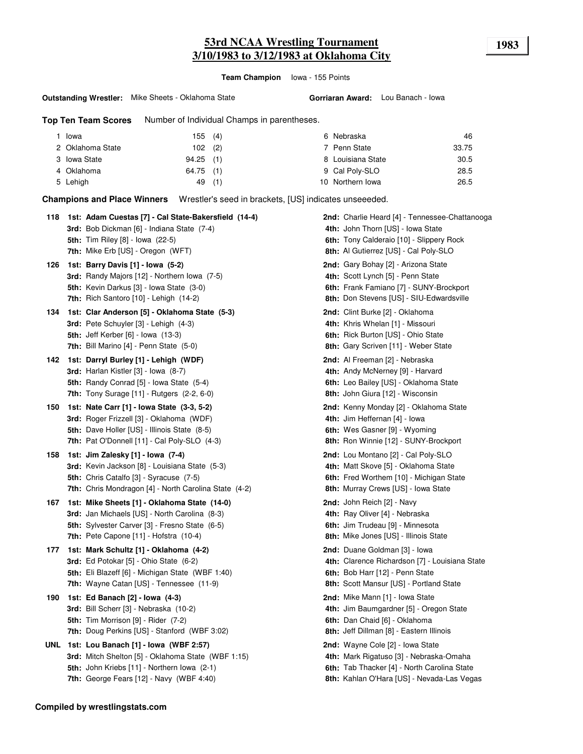# 53rd NCAA Wrestling Tournament
## 3/10/1983 to 3/12/1983 at Oklahoma City

**1983**

**Team Champion** Iowa - 155 Points

**Outstanding Wrestler:** Mike Sheets - Oklahoma State **Gorriaran Award:** Lou Banach - Iowa

**Top Ten Team Scores** Number of Individual Champs in parentheses.

| Rank | Team | Points | Champs |
|---|---|---|---|
| 1 | Iowa | 155 | (4) |
| 2 | Oklahoma State | 102 | (2) |
| 3 | Iowa State | 94.25 | (1) |
| 4 | Oklahoma | 64.75 | (1) |
| 5 | Lehigh | 49 | (1) |
| 6 | Nebraska | 46 | |
| 7 | Penn State | 33.75 | |
| 8 | Louisiana State | 30.5 | |
| 9 | Cal Poly-SLO | 28.5 | |
| 10 | Northern Iowa | 26.5 | |

**Champions and Place Winners** Wrestler's seed in brackets, [US] indicates unseeeded.

**118**
- **1st: Adam Cuestas [7] - Cal State-Bakersfield (14-4)**
- **2nd:** Charlie Heard [4] - Tennessee-Chattanooga
- **3rd:** Bob Dickman [6] - Indiana State (7-4)
- **4th:** John Thorn [US] - Iowa State
- **5th:** Tim Riley [8] - Iowa (22-5)
- **6th:** Tony Calderaio [10] - Slippery Rock
- **7th:** Mike Erb [US] - Oregon (WFT)
- **8th:** Al Gutierrez [US] - Cal Poly-SLO

**126**
- **1st: Barry Davis [1] - Iowa (5-2)**
- **2nd:** Gary Bohay [2] - Arizona State
- **3rd:** Randy Majors [12] - Northern Iowa (7-5)
- **4th:** Scott Lynch [5] - Penn State
- **5th:** Kevin Darkus [3] - Iowa State (3-0)
- **6th:** Frank Famiano [7] - SUNY-Brockport
- **7th:** Rich Santoro [10] - Lehigh (14-2)
- **8th:** Don Stevens [US] - SIU-Edwardsville

**134**
- **1st: Clar Anderson [5] - Oklahoma State (5-3)**
- **2nd:** Clint Burke [2] - Oklahoma
- **3rd:** Pete Schuyler [3] - Lehigh (4-3)
- **4th:** Khris Whelan [1] - Missouri
- **5th:** Jeff Kerber [6] - Iowa (13-3)
- **6th:** Rick Burton [US] - Ohio State
- **7th:** Bill Marino [4] - Penn State (5-0)
- **8th:** Gary Scriven [11] - Weber State

**142**
- **1st: Darryl Burley [1] - Lehigh (WDF)**
- **2nd:** Al Freeman [2] - Nebraska
- **3rd:** Harlan Kistler [3] - Iowa (8-7)
- **4th:** Andy McNerney [9] - Harvard
- **5th:** Randy Conrad [5] - Iowa State (5-4)
- **6th:** Leo Bailey [US] - Oklahoma State
- **7th:** Tony Surage [11] - Rutgers (2-2, 6-0)
- **8th:** John Giura [12] - Wisconsin

**150**
- **1st: Nate Carr [1] - Iowa State (3-3, 5-2)**
- **2nd:** Kenny Monday [2] - Oklahoma State
- **3rd:** Roger Frizzell [3] - Oklahoma (WDF)
- **4th:** Jim Heffernan [4] - Iowa
- **5th:** Dave Holler [US] - Illinois State (8-5)
- **6th:** Wes Gasner [9] - Wyoming
- **7th:** Pat O'Donnell [11] - Cal Poly-SLO (4-3)
- **8th:** Ron Winnie [12] - SUNY-Brockport

**158**
- **1st: Jim Zalesky [1] - Iowa (7-4)**
- **2nd:** Lou Montano [2] - Cal Poly-SLO
- **3rd:** Kevin Jackson [8] - Louisiana State (5-3)
- **4th:** Matt Skove [5] - Oklahoma State
- **5th:** Chris Catalfo [3] - Syracuse (7-5)
- **6th:** Fred Worthem [10] - Michigan State
- **7th:** Chris Mondragon [4] - North Carolina State (4-2)
- **8th:** Murray Crews [US] - Iowa State

**167**
- **1st: Mike Sheets [1] - Oklahoma State (14-0)**
- **2nd:** John Reich [2] - Navy
- **3rd:** Jan Michaels [US] - North Carolina (8-3)
- **4th:** Ray Oliver [4] - Nebraska
- **5th:** Sylvester Carver [3] - Fresno State (6-5)
- **6th:** Jim Trudeau [9] - Minnesota
- **7th:** Pete Capone [11] - Hofstra (10-4)
- **8th:** Mike Jones [US] - Illinois State

**177**
- **1st: Mark Schultz [1] - Oklahoma (4-2)**
- **2nd:** Duane Goldman [3] - Iowa
- **3rd:** Ed Potokar [5] - Ohio State (6-2)
- **4th:** Clarence Richardson [7] - Louisiana State
- **5th:** Eli Blazeff [6] - Michigan State (WBF 1:40)
- **6th:** Bob Harr [12] - Penn State
- **7th:** Wayne Catan [US] - Tennessee (11-9)
- **8th:** Scott Mansur [US] - Portland State

**190**
- **1st: Ed Banach [2] - Iowa (4-3)**
- **2nd:** Mike Mann [1] - Iowa State
- **3rd:** Bill Scherr [3] - Nebraska (10-2)
- **4th:** Jim Baumgardner [5] - Oregon State
- **5th:** Tim Morrison [9] - Rider (7-2)
- **6th:** Dan Chaid [6] - Oklahoma
- **7th:** Doug Perkins [US] - Stanford (WBF 3:02)
- **8th:** Jeff Dillman [8] - Eastern Illinois

**UNL**
- **1st: Lou Banach [1] - Iowa (WBF 2:57)**
- **2nd:** Wayne Cole [2] - Iowa State
- **3rd:** Mitch Shelton [5] - Oklahoma State (WBF 1:15)
- **4th:** Mark Rigatuso [3] - Nebraska-Omaha
- **5th:** John Kriebs [11] - Northern Iowa (2-1)
- **6th:** Tab Thacker [4] - North Carolina State
- **7th:** George Fears [12] - Navy (WBF 4:40)
- **8th:** Kahlan O'Hara [US] - Nevada-Las Vegas

**Compiled by wrestlingstats.com**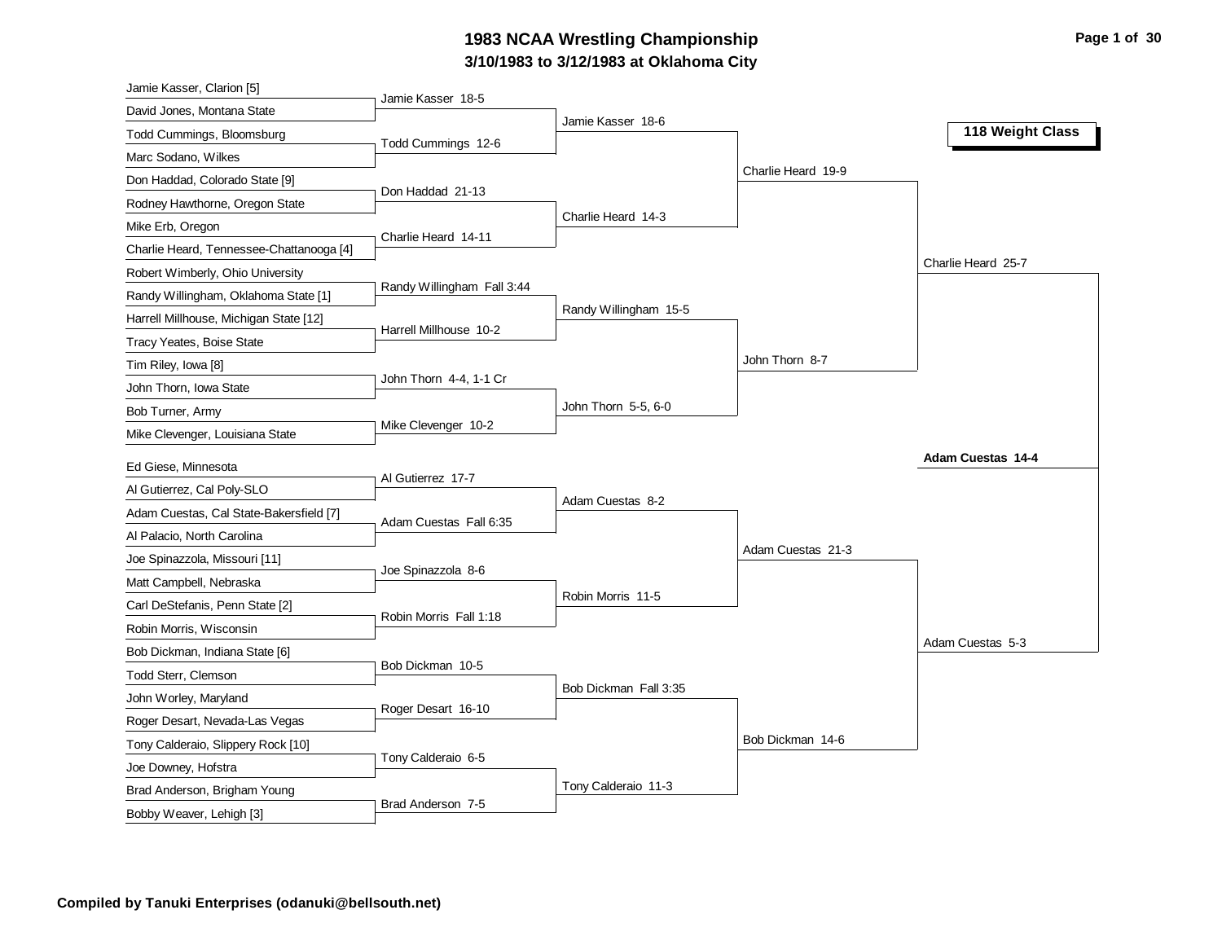# 1983 NCAA Wrestling Championship

## 3/10/1983 to 3/12/1983 at Oklahoma City

### 118 Weight Class

**First Round**

- Jamie Kasser, Clarion [5] vs David Jones, Montana State — Jamie Kasser 18-5
- Todd Cummings, Bloomsburg vs Marc Sodano, Wilkes — Todd Cummings 12-6
- Don Haddad, Colorado State [9] vs Rodney Hawthorne, Oregon State — Don Haddad 21-13
- Mike Erb, Oregon vs Charlie Heard, Tennessee-Chattanooga [4] — Charlie Heard 14-11
- Robert Wimberly, Ohio University vs Randy Willingham, Oklahoma State [1] — Randy Willingham Fall 3:44
- Harrell Millhouse, Michigan State [12] vs Tracy Yeates, Boise State — Harrell Millhouse 10-2
- Tim Riley, Iowa [8] vs John Thorn, Iowa State — John Thorn 4-4, 1-1 Cr
- Bob Turner, Army vs Mike Clevenger, Louisiana State — Mike Clevenger 10-2
- Ed Giese, Minnesota vs Al Gutierrez, Cal Poly-SLO — Al Gutierrez 17-7
- Adam Cuestas, Cal State-Bakersfield [7] vs Al Palacio, North Carolina — Adam Cuestas Fall 6:35
- Joe Spinazzola, Missouri [11] vs Matt Campbell, Nebraska — Joe Spinazzola 8-6
- Carl DeStefanis, Penn State [2] vs Robin Morris, Wisconsin — Robin Morris Fall 1:18
- Bob Dickman, Indiana State [6] vs Todd Sterr, Clemson — Bob Dickman 10-5
- John Worley, Maryland vs Roger Desart, Nevada-Las Vegas — Roger Desart 16-10
- Tony Calderaio, Slippery Rock [10] vs Joe Downey, Hofstra — Tony Calderaio 6-5
- Brad Anderson, Brigham Young vs Bobby Weaver, Lehigh [3] — Brad Anderson 7-5

**Second Round**

- Jamie Kasser 18-6
- Charlie Heard 14-3
- Randy Willingham 15-5
- John Thorn 5-5, 6-0
- Adam Cuestas 8-2
- Robin Morris 11-5
- Bob Dickman Fall 3:35
- Tony Calderaio 11-3

**Quarterfinals**

- Charlie Heard 19-9
- John Thorn 8-7
- Adam Cuestas 21-3
- Bob Dickman 14-6

**Semifinals**

- Charlie Heard 25-7
- Adam Cuestas 5-3

**Final**

- **Adam Cuestas 14-4**

**Compiled by Tanuki Enterprises (odanuki@bellsouth.net)**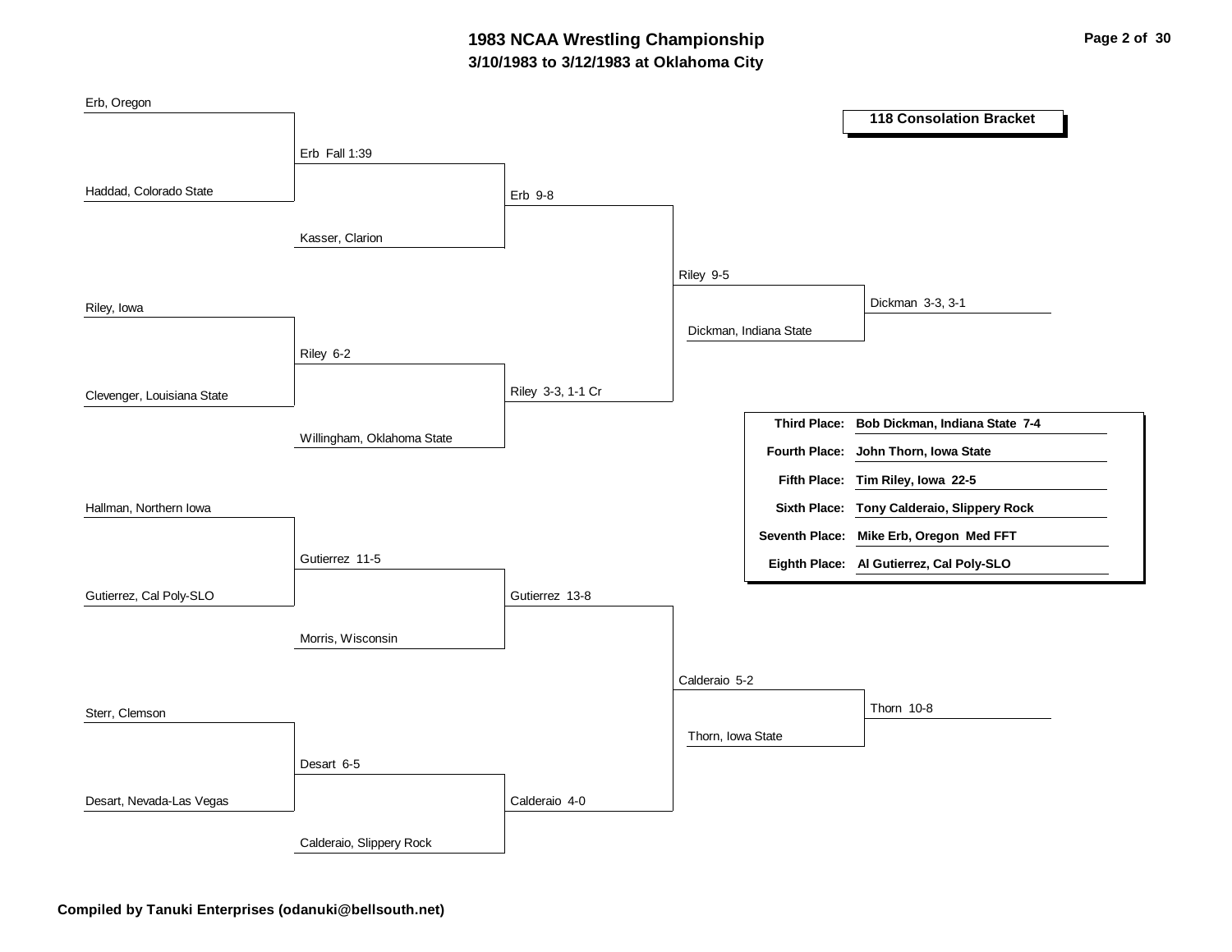# 1983 NCAA Wrestling Championship

## 3/10/1983 to 3/12/1983 at Oklahoma City

### 118 Consolation Bracket

**First round:**
- Erb, Oregon vs. Haddad, Colorado State — Erb Fall 1:39
- Riley, Iowa vs. Clevenger, Louisiana State — Riley 6-2
- Hallman, Northern Iowa vs. Gutierrez, Cal Poly-SLO — Gutierrez 11-5
- Sterr, Clemson vs. Desart, Nevada-Las Vegas — Desart 6-5

**Second round:**
- Erb vs. Kasser, Clarion — Erb 9-8
- Riley vs. Willingham, Oklahoma State — Riley 3-3, 1-1 Cr
- Gutierrez vs. Morris, Wisconsin — Gutierrez 13-8
- Desart vs. Calderaio, Slippery Rock — Calderaio 4-0

**Third round:**
- Erb vs. Riley — Riley 9-5
- Gutierrez vs. Calderaio — Calderaio 5-2

**Fourth round:**
- Riley vs. Dickman, Indiana State — Dickman 3-3, 3-1
- Calderaio vs. Thorn, Iowa State — Thorn 10-8

| | |
|---|---|
| **Third Place:** | **Bob Dickman, Indiana State 7-4** |
| **Fourth Place:** | **John Thorn, Iowa State** |
| **Fifth Place:** | **Tim Riley, Iowa 22-5** |
| **Sixth Place:** | **Tony Calderaio, Slippery Rock** |
| **Seventh Place:** | **Mike Erb, Oregon Med FFT** |
| **Eighth Place:** | **Al Gutierrez, Cal Poly-SLO** |

**Compiled by Tanuki Enterprises (odanuki@bellsouth.net)**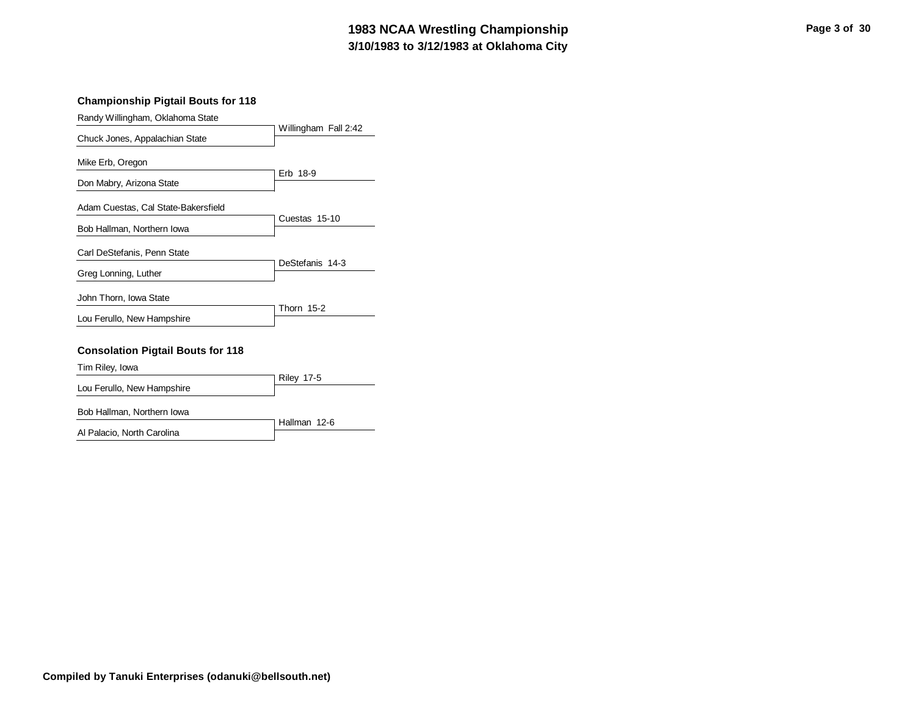# 1983 NCAA Wrestling Championship

## 3/10/1983 to 3/12/1983 at Oklahoma City

### Championship Pigtail Bouts for 118

| Wrestler 1 | Wrestler 2 | Result |
| --- | --- | --- |
| Randy Willingham, Oklahoma State | Chuck Jones, Appalachian State | Willingham Fall 2:42 |
| Mike Erb, Oregon | Don Mabry, Arizona State | Erb 18-9 |
| Adam Cuestas, Cal State-Bakersfield | Bob Hallman, Northern Iowa | Cuestas 15-10 |
| Carl DeStefanis, Penn State | Greg Lonning, Luther | DeStefanis 14-3 |
| John Thorn, Iowa State | Lou Ferullo, New Hampshire | Thorn 15-2 |

### Consolation Pigtail Bouts for 118

| Wrestler 1 | Wrestler 2 | Result |
| --- | --- | --- |
| Tim Riley, Iowa | Lou Ferullo, New Hampshire | Riley 17-5 |
| Bob Hallman, Northern Iowa | Al Palacio, North Carolina | Hallman 12-6 |

**Compiled by Tanuki Enterprises (odanuki@bellsouth.net)**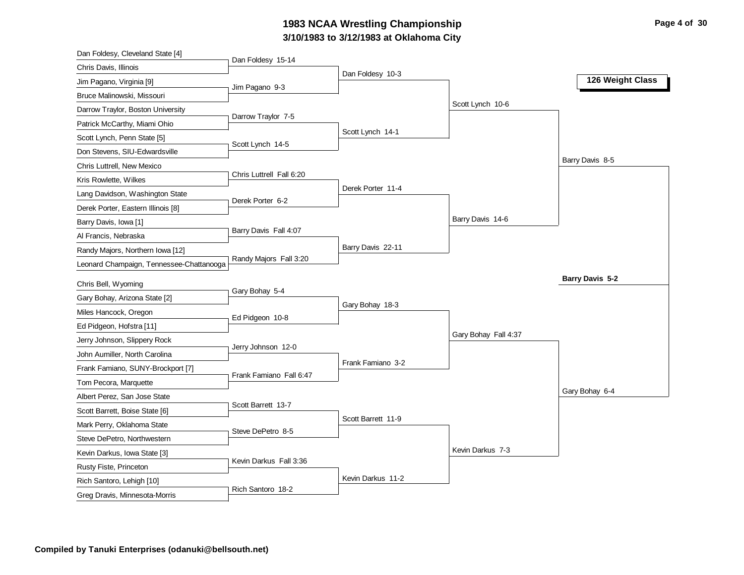# 1983 NCAA Wrestling Championship

## 3/10/1983 to 3/12/1983 at Oklahoma City

### 126 Weight Class

**First Round**

- Dan Foldesy, Cleveland State [4] vs. Chris Davis, Illinois — Dan Foldesy 15-14
- Jim Pagano, Virginia [9] vs. Bruce Malinowski, Missouri — Jim Pagano 9-3
- Darrow Traylor, Boston University vs. Patrick McCarthy, Miami Ohio — Darrow Traylor 7-5
- Scott Lynch, Penn State [5] vs. Don Stevens, SIU-Edwardsville — Scott Lynch 14-5
- Chris Luttrell, New Mexico vs. Kris Rowlette, Wilkes — Chris Luttrell Fall 6:20
- Lang Davidson, Washington State vs. Derek Porter, Eastern Illinois [8] — Derek Porter 6-2
- Barry Davis, Iowa [1] vs. Al Francis, Nebraska — Barry Davis Fall 4:07
- Randy Majors, Northern Iowa [12] vs. Leonard Champaign, Tennessee-Chattanooga — Randy Majors Fall 3:20
- Chris Bell, Wyoming vs. Gary Bohay, Arizona State [2] — Gary Bohay 5-4
- Miles Hancock, Oregon vs. Ed Pidgeon, Hofstra [11] — Ed Pidgeon 10-8
- Jerry Johnson, Slippery Rock vs. John Aumiller, North Carolina — Jerry Johnson 12-0
- Frank Famiano, SUNY-Brockport [7] vs. Tom Pecora, Marquette — Frank Famiano Fall 6:47
- Albert Perez, San Jose State vs. Scott Barrett, Boise State [6] — Scott Barrett 13-7
- Mark Perry, Oklahoma State vs. Steve DePetro, Northwestern — Steve DePetro 8-5
- Kevin Darkus, Iowa State [3] vs. Rusty Fiste, Princeton — Kevin Darkus Fall 3:36
- Rich Santoro, Lehigh [10] vs. Greg Dravis, Minnesota-Morris — Rich Santoro 18-2

**Second Round**

- Dan Foldesy 10-3
- Scott Lynch 14-1
- Derek Porter 11-4
- Barry Davis 22-11
- Gary Bohay 18-3
- Frank Famiano 3-2
- Scott Barrett 11-9
- Kevin Darkus 11-2

**Quarterfinals**

- Scott Lynch 10-6
- Barry Davis 14-6
- Gary Bohay Fall 4:37
- Kevin Darkus 7-3

**Semifinals**

- Barry Davis 8-5
- Gary Bohay 6-4

**Final**

- **Barry Davis 5-2**

**Compiled by Tanuki Enterprises (odanuki@bellsouth.net)**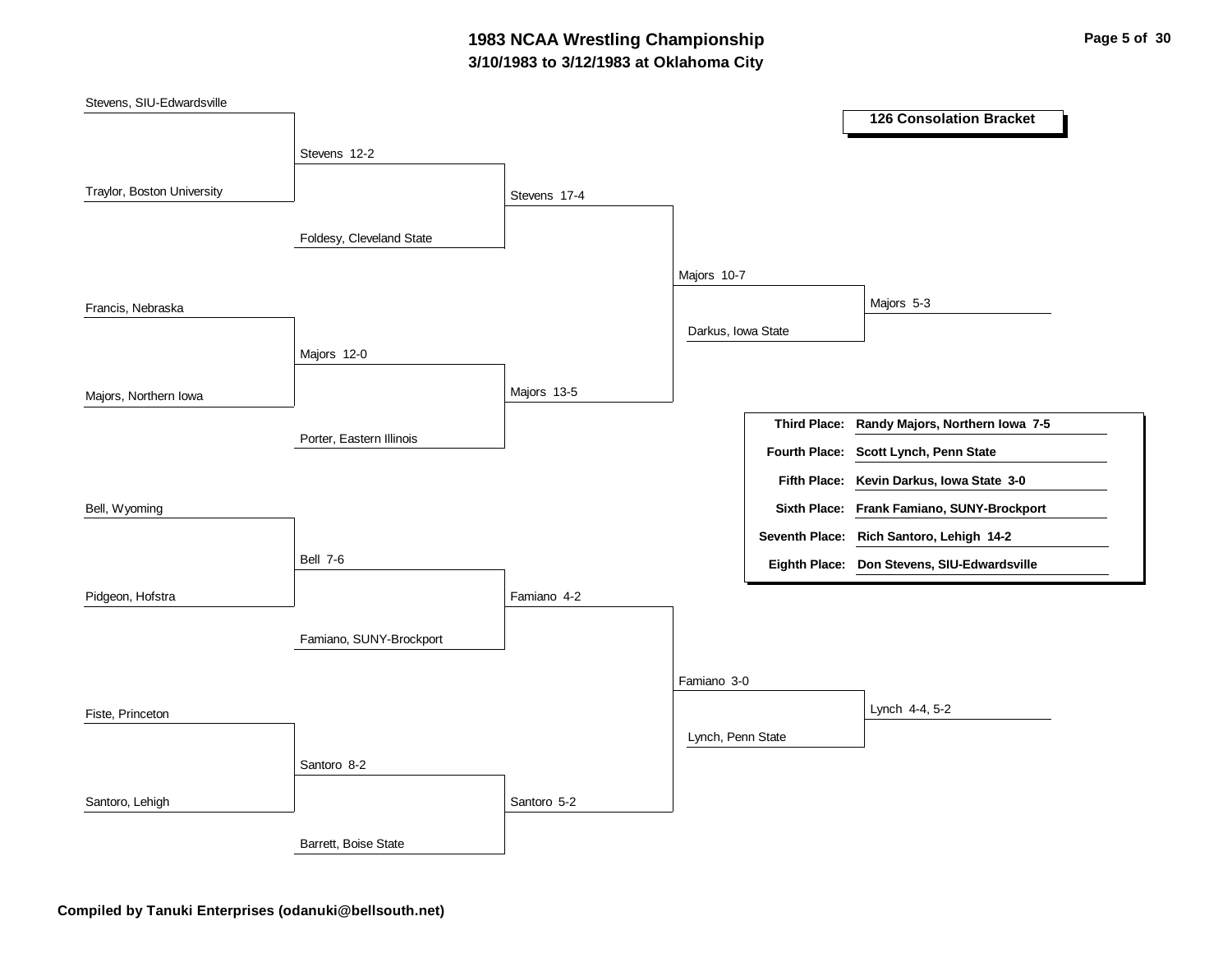# 1983 NCAA Wrestling Championship

## 3/10/1983 to 3/12/1983 at Oklahoma City

### 126 Consolation Bracket

**First round**

- Stevens, SIU-Edwardsville vs. Traylor, Boston University — Stevens 12-2
- Francis, Nebraska vs. Majors, Northern Iowa — Majors 12-0
- Bell, Wyoming vs. Pidgeon, Hofstra — Bell 7-6
- Fiste, Princeton vs. Santoro, Lehigh — Santoro 8-2

**Second round**

- Stevens vs. Foldesy, Cleveland State — Stevens 17-4
- Majors vs. Porter, Eastern Illinois — Majors 13-5
- Bell vs. Famiano, SUNY-Brockport — Famiano 4-2
- Santoro vs. Barrett, Boise State — Santoro 5-2

**Third round**

- Stevens vs. Majors — Majors 10-7
- Famiano vs. Santoro — Famiano 3-0

**Fourth round**

- Majors vs. Darkus, Iowa State — Majors 5-3
- Famiano vs. Lynch, Penn State — Lynch 4-4, 5-2

**Final Placings**

| Place | Wrestler |
|---|---|
| **Third Place:** | **Randy Majors, Northern Iowa 7-5** |
| **Fourth Place:** | **Scott Lynch, Penn State** |
| **Fifth Place:** | **Kevin Darkus, Iowa State 3-0** |
| **Sixth Place:** | **Frank Famiano, SUNY-Brockport** |
| **Seventh Place:** | **Rich Santoro, Lehigh 14-2** |
| **Eighth Place:** | **Don Stevens, SIU-Edwardsville** |

**Compiled by Tanuki Enterprises (odanuki@bellsouth.net)**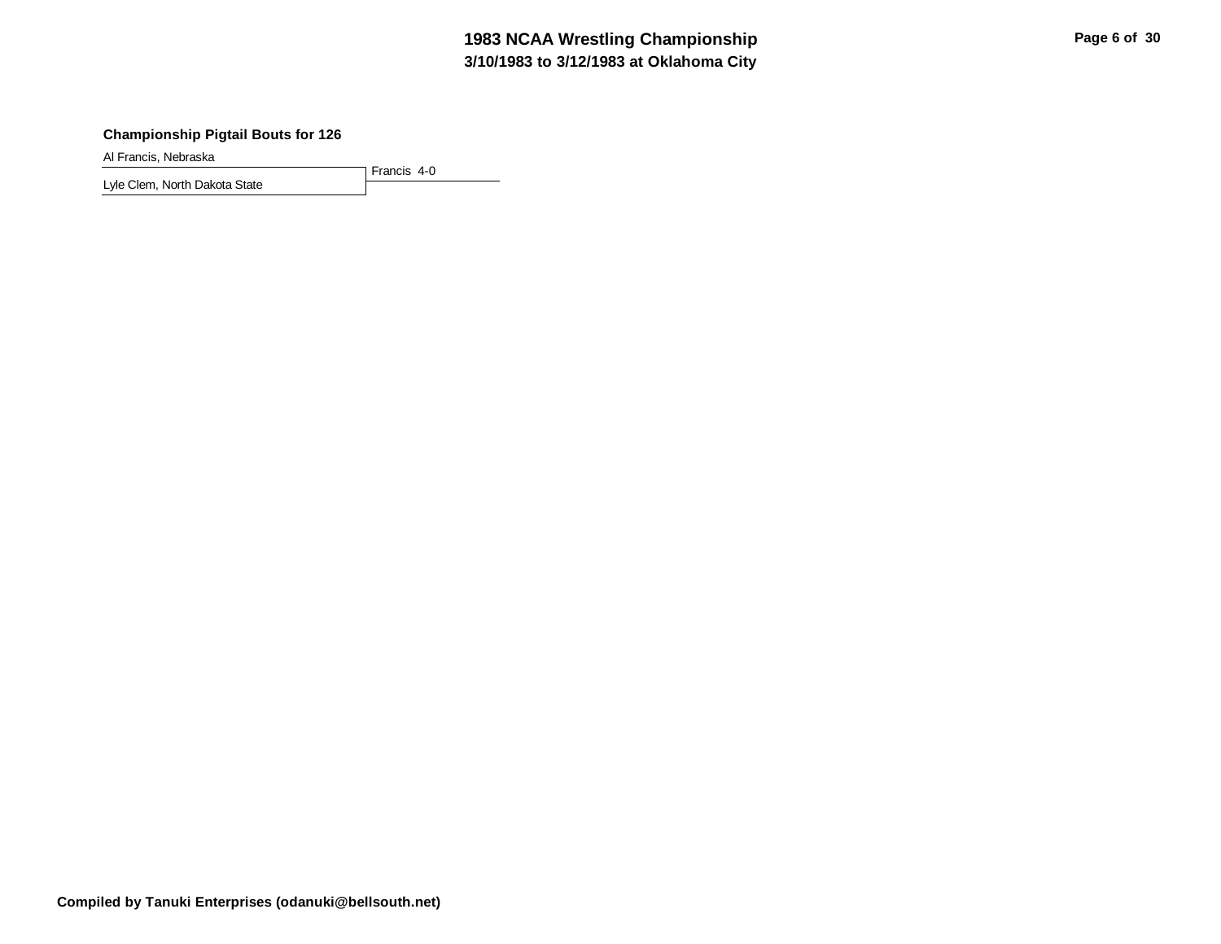**Championship Pigtail Bouts for 126**

Al Francis, Nebraska

Lyle Clem, North Dakota State

Francis 4-0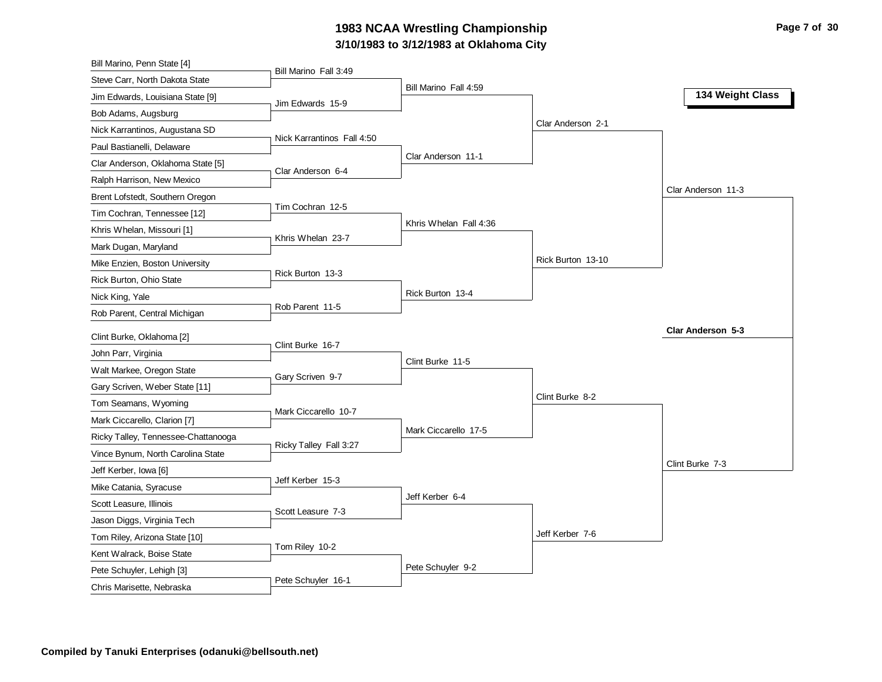# 1983 NCAA Wrestling Championship

## 3/10/1983 to 3/12/1983 at Oklahoma City

### 134 Weight Class

| First Round | Second Round | Quarterfinals | Semifinals | Final |
|---|---|---|---|---|
| Bill Marino, Penn State [4] | | | | |
| Steve Carr, North Dakota State | Bill Marino Fall 3:49 | | | |
| Jim Edwards, Louisiana State [9] | | Bill Marino Fall 4:59 | | |
| Bob Adams, Augsburg | Jim Edwards 15-9 | | | |
| Nick Karrantinos, Augustana SD | | | Clar Anderson 2-1 | |
| Paul Bastianelli, Delaware | Nick Karrantinos Fall 4:50 | | | |
| Clar Anderson, Oklahoma State [5] | | Clar Anderson 11-1 | | |
| Ralph Harrison, New Mexico | Clar Anderson 6-4 | | | |
| Brent Lofstedt, Southern Oregon | | | | Clar Anderson 11-3 |
| Tim Cochran, Tennessee [12] | Tim Cochran 12-5 | | | |
| Khris Whelan, Missouri [1] | | Khris Whelan Fall 4:36 | | |
| Mark Dugan, Maryland | Khris Whelan 23-7 | | | |
| Mike Enzien, Boston University | | | Rick Burton 13-10 | |
| Rick Burton, Ohio State | Rick Burton 13-3 | | | |
| Nick King, Yale | | Rick Burton 13-4 | | |
| Rob Parent, Central Michigan | Rob Parent 11-5 | | | |
| Clint Burke, Oklahoma [2] | | | | |
| John Parr, Virginia | Clint Burke 16-7 | | | |
| Walt Markee, Oregon State | | Clint Burke 11-5 | | |
| Gary Scriven, Weber State [11] | Gary Scriven 9-7 | | | |
| Tom Seamans, Wyoming | | | Clint Burke 8-2 | |
| Mark Ciccarello, Clarion [7] | Mark Ciccarello 10-7 | | | |
| Ricky Talley, Tennessee-Chattanooga | | Mark Ciccarello 17-5 | | |
| Vince Bynum, North Carolina State | Ricky Talley Fall 3:27 | | | |
| Jeff Kerber, Iowa [6] | | | | Clint Burke 7-3 |
| Mike Catania, Syracuse | Jeff Kerber 15-3 | | | |
| Scott Leasure, Illinois | | Jeff Kerber 6-4 | | |
| Jason Diggs, Virginia Tech | Scott Leasure 7-3 | | | |
| Tom Riley, Arizona State [10] | | | Jeff Kerber 7-6 | |
| Kent Walrack, Boise State | Tom Riley 10-2 | | | |
| Pete Schuyler, Lehigh [3] | | Pete Schuyler 9-2 | | |
| Chris Marisette, Nebraska | Pete Schuyler 16-1 | | | |

**Champion: Clar Anderson 5-3**

**Compiled by Tanuki Enterprises (odanuki@bellsouth.net)**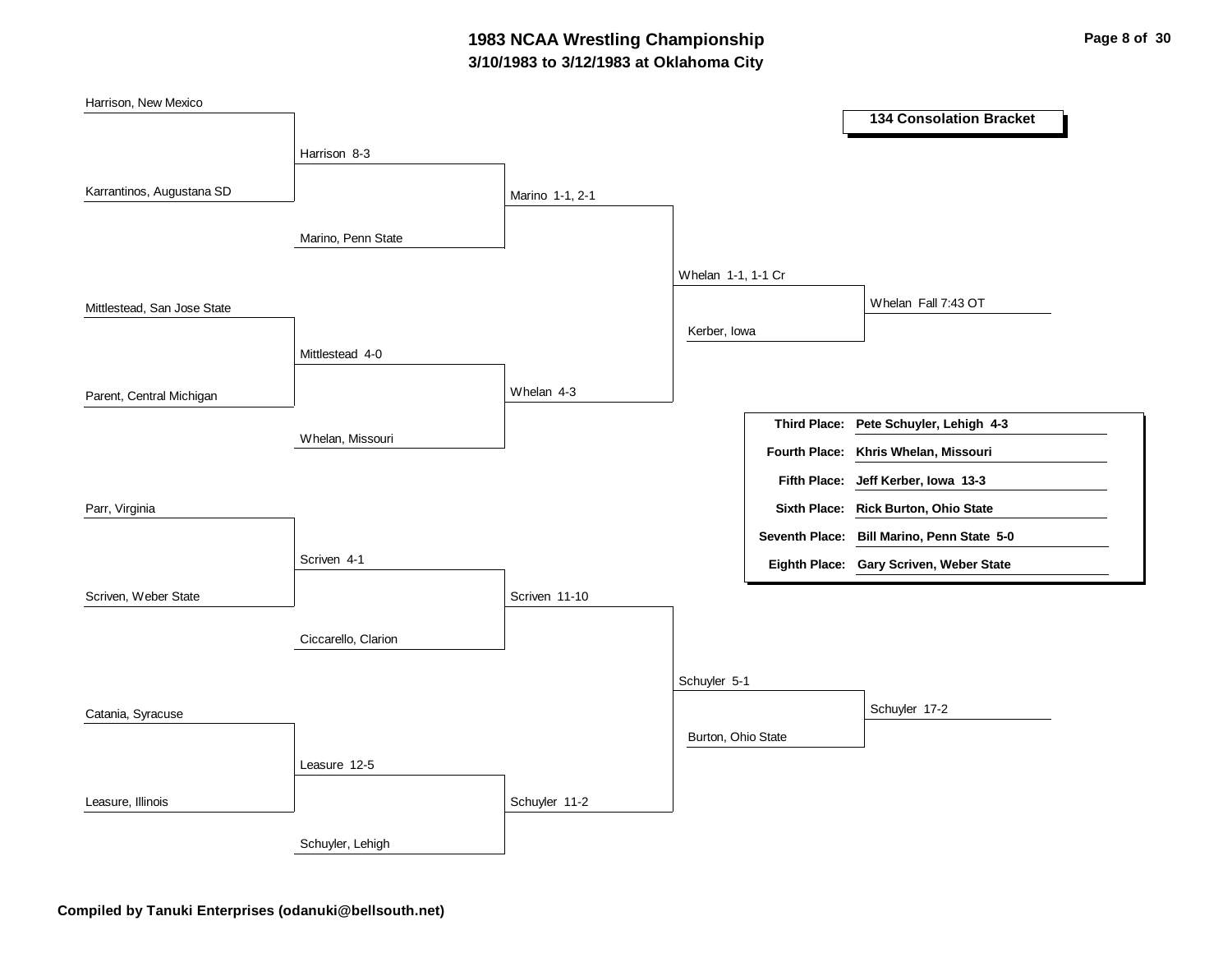# 1983 NCAA Wrestling Championship

## 3/10/1983 to 3/12/1983 at Oklahoma City

### 134 Consolation Bracket

**First round**

- Harrison, New Mexico vs. Karrantinos, Augustana SD — Harrison 8-3
- Mittlestead, San Jose State vs. Parent, Central Michigan — Mittlestead 4-0
- Parr, Virginia vs. Scriven, Weber State — Scriven 4-1
- Catania, Syracuse vs. Leasure, Illinois — Leasure 12-5

**Second round**

- Harrison vs. Marino, Penn State — Marino 1-1, 2-1
- Mittlestead vs. Whelan, Missouri — Whelan 4-3
- Scriven vs. Ciccarello, Clarion — Scriven 11-10
- Leasure vs. Schuyler, Lehigh — Schuyler 11-2

**Third round**

- Marino vs. Whelan — Whelan 1-1, 1-1 Cr
- Scriven vs. Schuyler — Schuyler 5-1

**Fourth round**

- Whelan vs. Kerber, Iowa — Whelan Fall 7:43 OT
- Schuyler vs. Burton, Ohio State — Schuyler 17-2

| | |
|---|---|
| **Third Place:** | **Pete Schuyler, Lehigh 4-3** |
| **Fourth Place:** | **Khris Whelan, Missouri** |
| **Fifth Place:** | **Jeff Kerber, Iowa 13-3** |
| **Sixth Place:** | **Rick Burton, Ohio State** |
| **Seventh Place:** | **Bill Marino, Penn State 5-0** |
| **Eighth Place:** | **Gary Scriven, Weber State** |

**Compiled by Tanuki Enterprises (odanuki@bellsouth.net)**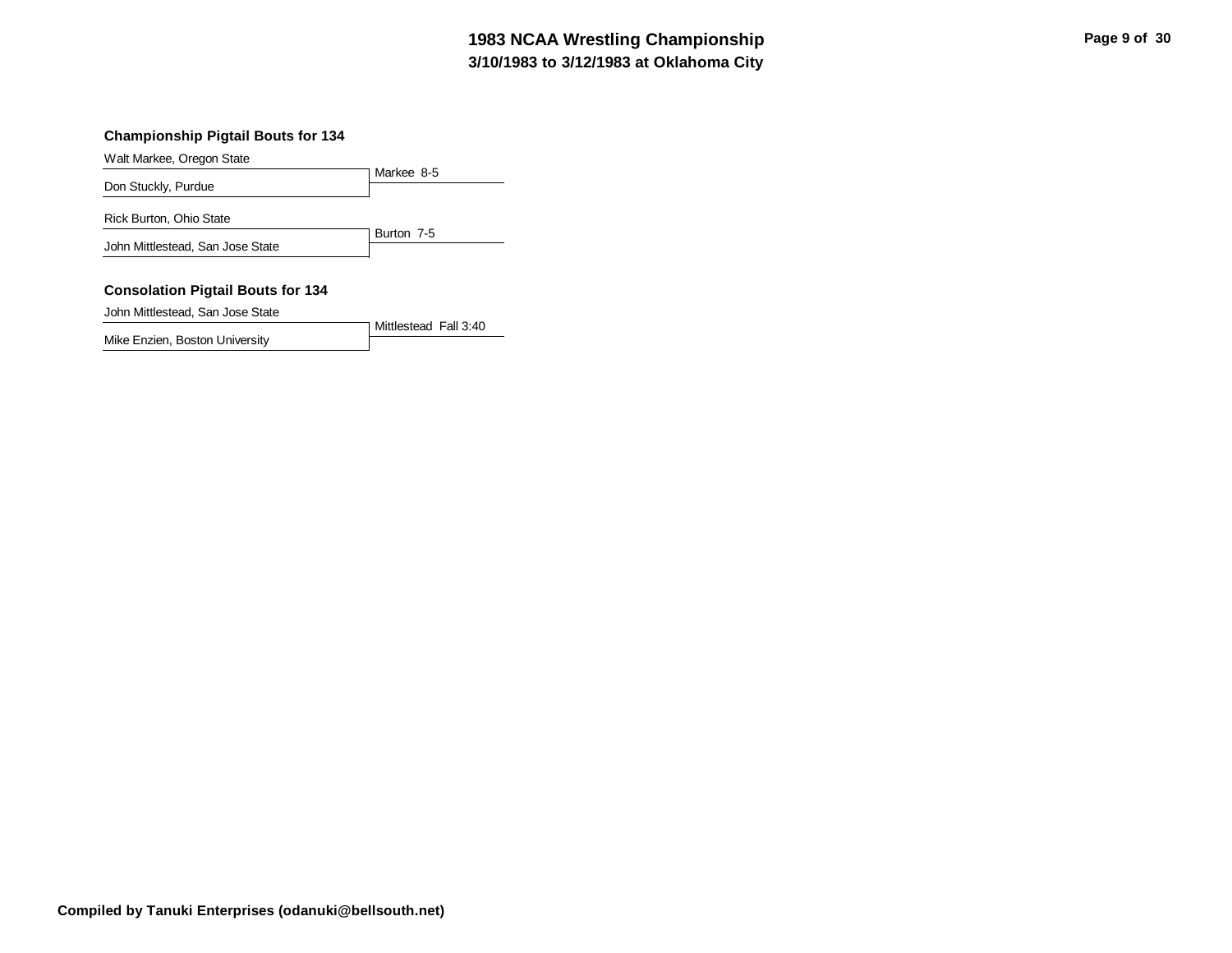# 1983 NCAA Wrestling Championship
## 3/10/1983 to 3/12/1983 at Oklahoma City

### Championship Pigtail Bouts for 134

| Wrestler | Result |
| --- | --- |
| Walt Markee, Oregon State | Markee 8-5 |
| Don Stuckly, Purdue | |
| Rick Burton, Ohio State | Burton 7-5 |
| John Mittlestead, San Jose State | |

### Consolation Pigtail Bouts for 134

| Wrestler | Result |
| --- | --- |
| John Mittlestead, San Jose State | Mittlestead Fall 3:40 |
| Mike Enzien, Boston University | |

**Compiled by Tanuki Enterprises (odanuki@bellsouth.net)**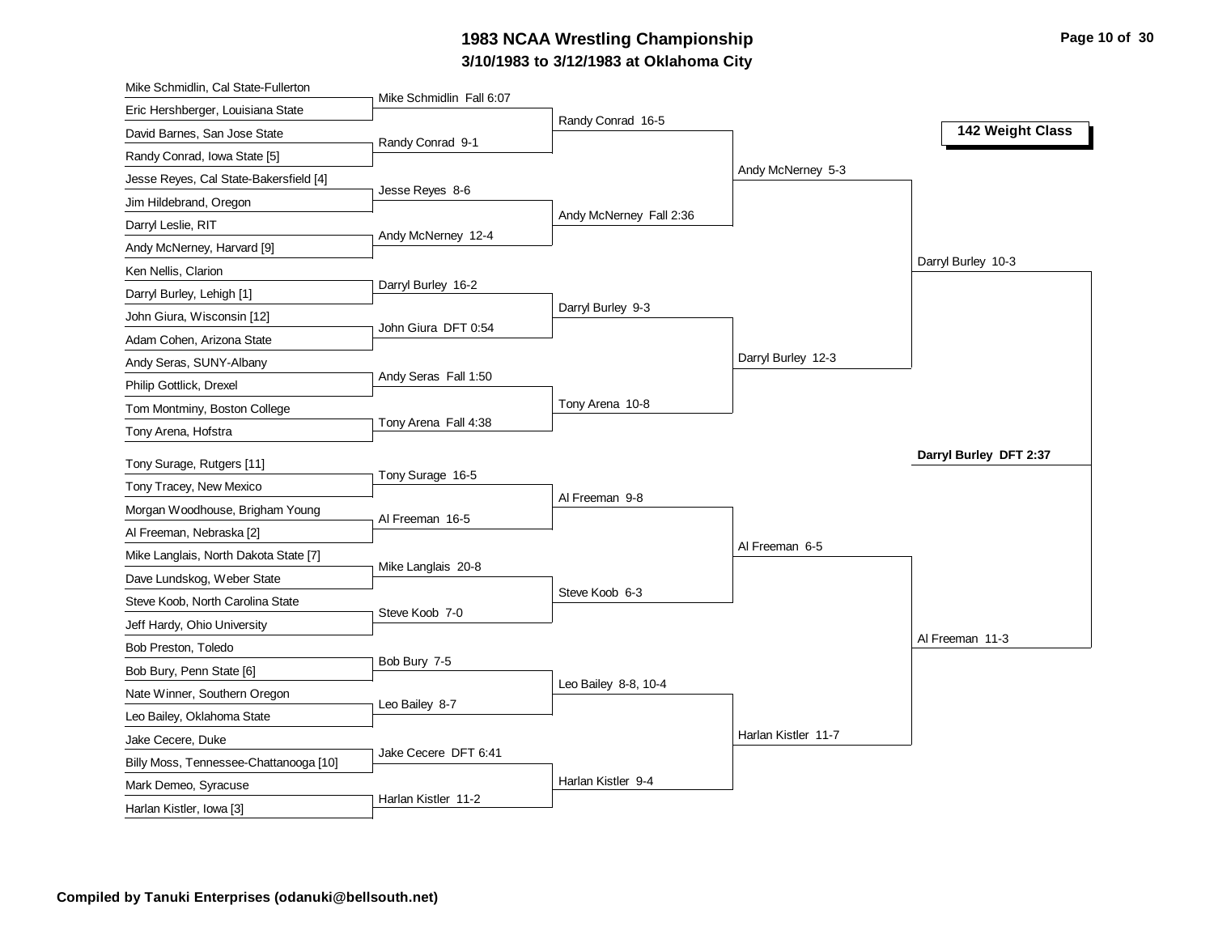# 1983 NCAA Wrestling Championship

## 3/10/1983 to 3/12/1983 at Oklahoma City

### 142 Weight Class

**First Round**

| Wrestler 1 | Wrestler 2 | Result |
|---|---|---|
| Mike Schmidlin, Cal State-Fullerton | Eric Hershberger, Louisiana State | Mike Schmidlin Fall 6:07 |
| David Barnes, San Jose State | Randy Conrad, Iowa State [5] | Randy Conrad 9-1 |
| Jesse Reyes, Cal State-Bakersfield [4] | Jim Hildebrand, Oregon | Jesse Reyes 8-6 |
| Darryl Leslie, RIT | Andy McNerney, Harvard [9] | Andy McNerney 12-4 |
| Ken Nellis, Clarion | Darryl Burley, Lehigh [1] | Darryl Burley 16-2 |
| John Giura, Wisconsin [12] | Adam Cohen, Arizona State | John Giura DFT 0:54 |
| Andy Seras, SUNY-Albany | Philip Gottlick, Drexel | Andy Seras Fall 1:50 |
| Tom Montminy, Boston College | Tony Arena, Hofstra | Tony Arena Fall 4:38 |
| Tony Surage, Rutgers [11] | Tony Tracey, New Mexico | Tony Surage 16-5 |
| Morgan Woodhouse, Brigham Young | Al Freeman, Nebraska [2] | Al Freeman 16-5 |
| Mike Langlais, North Dakota State [7] | Dave Lundskog, Weber State | Mike Langlais 20-8 |
| Steve Koob, North Carolina State | Jeff Hardy, Ohio University | Steve Koob 7-0 |
| Bob Preston, Toledo | Bob Bury, Penn State [6] | Bob Bury 7-5 |
| Nate Winner, Southern Oregon | Leo Bailey, Oklahoma State | Leo Bailey 8-7 |
| Jake Cecere, Duke | Billy Moss, Tennessee-Chattanooga [10] | Jake Cecere DFT 6:41 |
| Mark Demeo, Syracuse | Harlan Kistler, Iowa [3] | Harlan Kistler 11-2 |

**Second Round**

- Randy Conrad 16-5
- Andy McNerney Fall 2:36
- Darryl Burley 9-3
- Tony Arena 10-8
- Al Freeman 9-8
- Steve Koob 6-3
- Leo Bailey 8-8, 10-4
- Harlan Kistler 9-4

**Quarterfinals**

- Andy McNerney 5-3
- Darryl Burley 12-3
- Al Freeman 6-5
- Harlan Kistler 11-7

**Semifinals**

- Darryl Burley 10-3
- Al Freeman 11-3

**Final**

- **Darryl Burley DFT 2:37**

**Compiled by Tanuki Enterprises (odanuki@bellsouth.net)**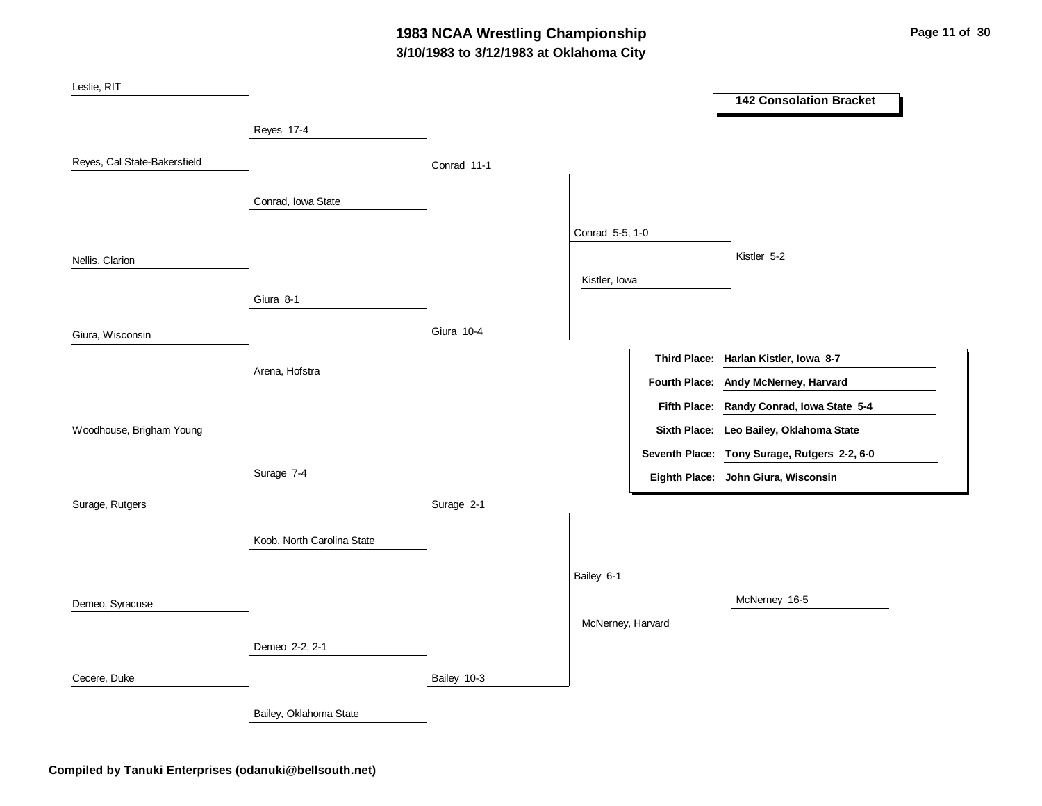# 1983 NCAA Wrestling Championship

**3/10/1983 to 3/12/1983 at Oklahoma City**

## 142 Consolation Bracket

### Round 1

| Wrestler 1 | Wrestler 2 | Winner |
|---|---|---|
| Leslie, RIT | Reyes, Cal State-Bakersfield | Reyes 17-4 |
| Nellis, Clarion | Giura, Wisconsin | Giura 8-1 |
| Woodhouse, Brigham Young | Surage, Rutgers | Surage 7-4 |
| Demeo, Syracuse | Cecere, Duke | Demeo 2-2, 2-1 |

### Round 2

| Wrestler 1 | Wrestler 2 | Winner |
|---|---|---|
| Reyes | Conrad, Iowa State | Conrad 11-1 |
| Giura | Arena, Hofstra | Giura 10-4 |
| Surage | Koob, North Carolina State | Surage 2-1 |
| Demeo | Bailey, Oklahoma State | Bailey 10-3 |

### Round 3

| Wrestler 1 | Wrestler 2 | Winner |
|---|---|---|
| Conrad | Giura | Conrad 5-5, 1-0 |
| Surage | Bailey | Bailey 6-1 |

### Round 4

| Wrestler 1 | Wrestler 2 | Winner |
|---|---|---|
| Conrad | Kistler, Iowa | Kistler 5-2 |
| Bailey | McNerney, Harvard | McNerney 16-5 |

### Final Placings

| Place | Wrestler |
|---|---|
| Third Place: | Harlan Kistler, Iowa 8-7 |
| Fourth Place: | Andy McNerney, Harvard |
| Fifth Place: | Randy Conrad, Iowa State 5-4 |
| Sixth Place: | Leo Bailey, Oklahoma State |
| Seventh Place: | Tony Surage, Rutgers 2-2, 6-0 |
| Eighth Place: | John Giura, Wisconsin |

**Compiled by Tanuki Enterprises (odanuki@bellsouth.net)**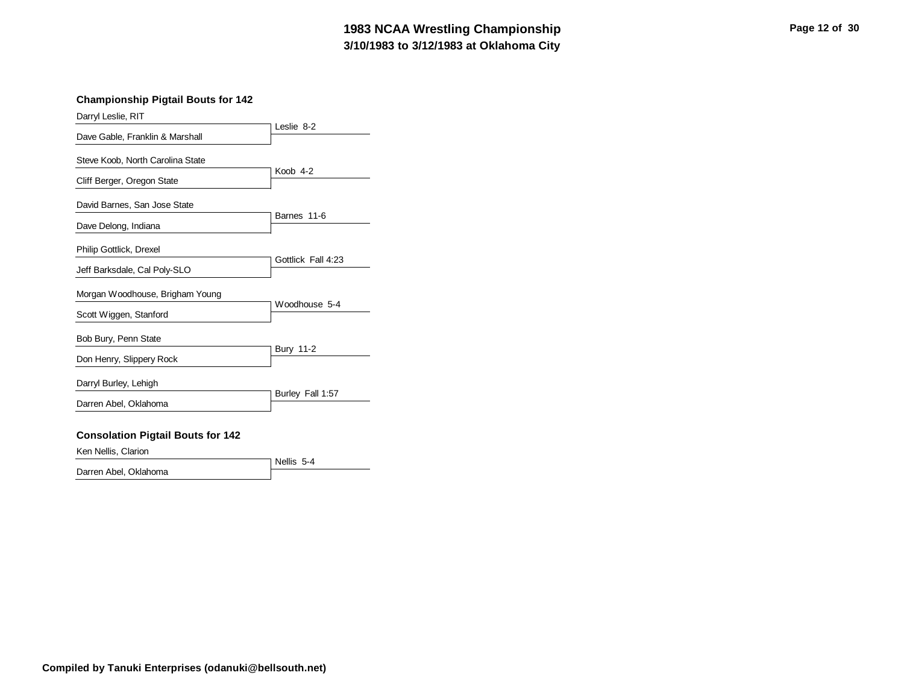# 1983 NCAA Wrestling Championship

## 3/10/1983 to 3/12/1983 at Oklahoma City

### Championship Pigtail Bouts for 142

| Wrestlers | Result |
|---|---|
| Darryl Leslie, RIT<br>Dave Gable, Franklin & Marshall | Leslie 8-2 |
| Steve Koob, North Carolina State<br>Cliff Berger, Oregon State | Koob 4-2 |
| David Barnes, San Jose State<br>Dave Delong, Indiana | Barnes 11-6 |
| Philip Gottlick, Drexel<br>Jeff Barksdale, Cal Poly-SLO | Gottlick Fall 4:23 |
| Morgan Woodhouse, Brigham Young<br>Scott Wiggen, Stanford | Woodhouse 5-4 |
| Bob Bury, Penn State<br>Don Henry, Slippery Rock | Bury 11-2 |
| Darryl Burley, Lehigh<br>Darren Abel, Oklahoma | Burley Fall 1:57 |

### Consolation Pigtail Bouts for 142

| Wrestlers | Result |
|---|---|
| Ken Nellis, Clarion<br>Darren Abel, Oklahoma | Nellis 5-4 |

**Compiled by Tanuki Enterprises (odanuki@bellsouth.net)**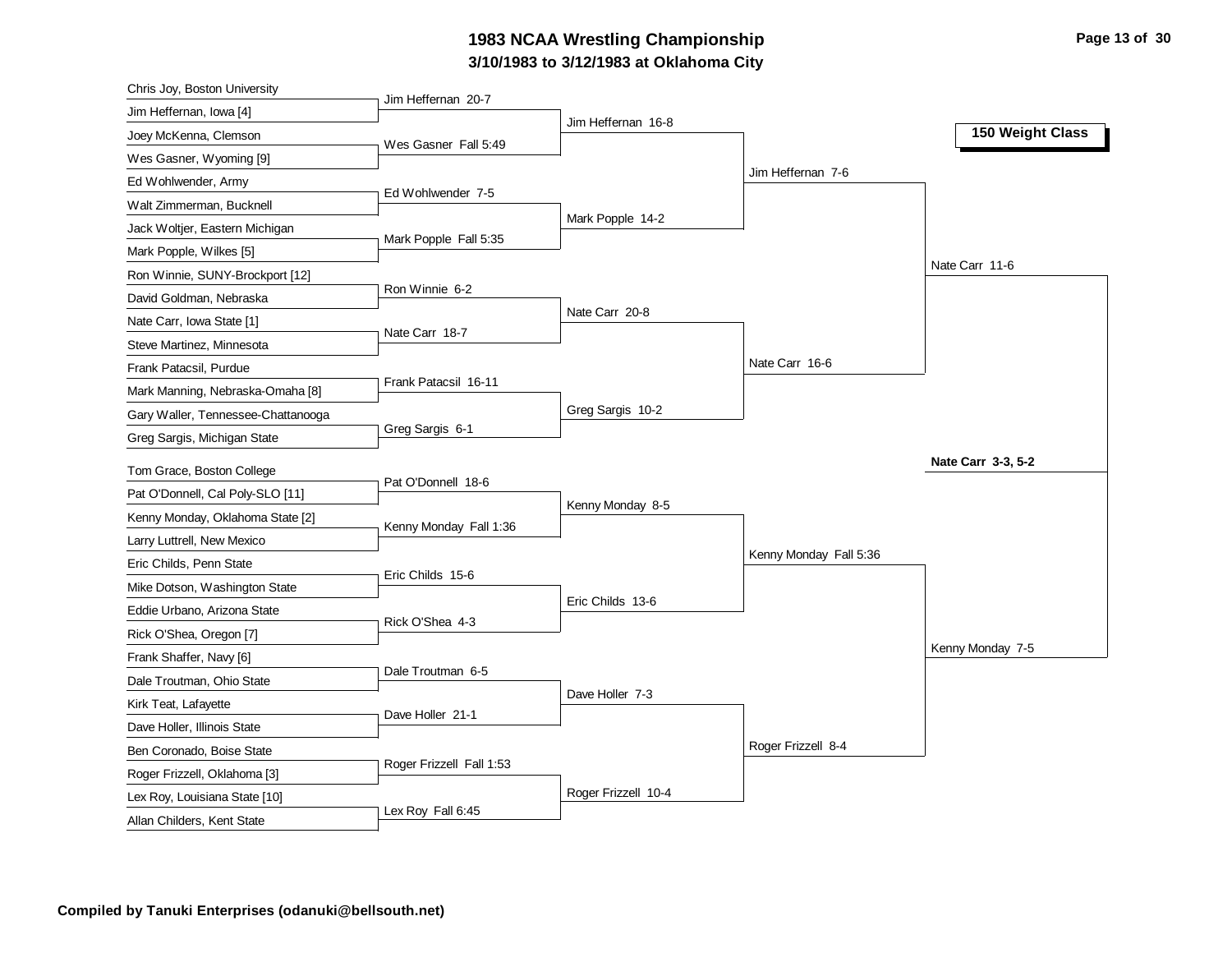# 1983 NCAA Wrestling Championship

## 3/10/1983 to 3/12/1983 at Oklahoma City

### 150 Weight Class

**First Round**

- Chris Joy, Boston University vs Jim Heffernan, Iowa [4] — Jim Heffernan 20-7
- Joey McKenna, Clemson vs Wes Gasner, Wyoming [9] — Wes Gasner Fall 5:49
- Ed Wohlwender, Army vs Walt Zimmerman, Bucknell — Ed Wohlwender 7-5
- Jack Woltjer, Eastern Michigan vs Mark Popple, Wilkes [5] — Mark Popple Fall 5:35
- Ron Winnie, SUNY-Brockport [12] vs David Goldman, Nebraska — Ron Winnie 6-2
- Nate Carr, Iowa State [1] vs Steve Martinez, Minnesota — Nate Carr 18-7
- Frank Patacsil, Purdue vs Mark Manning, Nebraska-Omaha [8] — Frank Patacsil 16-11
- Gary Waller, Tennessee-Chattanooga vs Greg Sargis, Michigan State — Greg Sargis 6-1
- Tom Grace, Boston College vs Pat O'Donnell, Cal Poly-SLO [11] — Pat O'Donnell 18-6
- Kenny Monday, Oklahoma State [2] vs Larry Luttrell, New Mexico — Kenny Monday Fall 1:36
- Eric Childs, Penn State vs Mike Dotson, Washington State — Eric Childs 15-6
- Eddie Urbano, Arizona State vs Rick O'Shea, Oregon [7] — Rick O'Shea 4-3
- Frank Shaffer, Navy [6] vs Dale Troutman, Ohio State — Dale Troutman 6-5
- Kirk Teat, Lafayette vs Dave Holler, Illinois State — Dave Holler 21-1
- Ben Coronado, Boise State vs Roger Frizzell, Oklahoma [3] — Roger Frizzell Fall 1:53
- Lex Roy, Louisiana State [10] vs Allan Childers, Kent State — Lex Roy Fall 6:45

**Second Round**

- Jim Heffernan 16-8
- Mark Popple 14-2
- Nate Carr 20-8
- Greg Sargis 10-2
- Kenny Monday 8-5
- Eric Childs 13-6
- Dave Holler 7-3
- Roger Frizzell 10-4

**Quarterfinals**

- Jim Heffernan 7-6
- Nate Carr 16-6
- Kenny Monday Fall 5:36
- Roger Frizzell 8-4

**Semifinals**

- Nate Carr 11-6
- Kenny Monday 7-5

**Final**

- **Nate Carr 3-3, 5-2**

**Compiled by Tanuki Enterprises (odanuki@bellsouth.net)**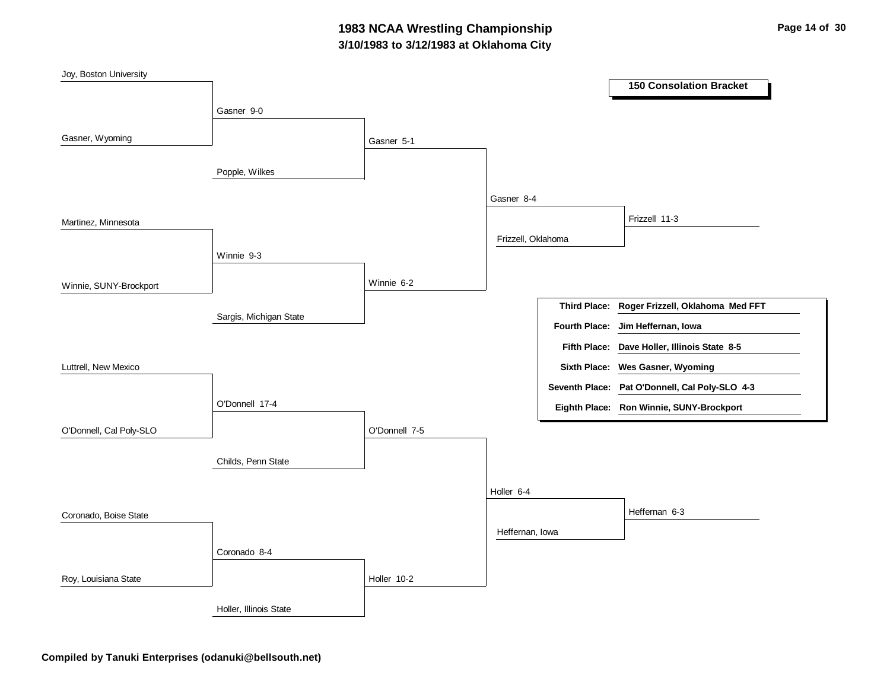# 1983 NCAA Wrestling Championship

## 3/10/1983 to 3/12/1983 at Oklahoma City

### 150 Consolation Bracket

**First Round**

- Joy, Boston University vs. Gasner, Wyoming — Gasner 9-0
- Martinez, Minnesota vs. Winnie, SUNY-Brockport — Winnie 9-3
- Luttrell, New Mexico vs. O'Donnell, Cal Poly-SLO — O'Donnell 17-4
- Coronado, Boise State vs. Roy, Louisiana State — Coronado 8-4

**Second Round**

- Gasner vs. Popple, Wilkes — Gasner 5-1
- Winnie vs. Sargis, Michigan State — Winnie 6-2
- O'Donnell vs. Childs, Penn State — O'Donnell 7-5
- Coronado vs. Holler, Illinois State — Holler 10-2

**Third Round**

- Gasner vs. Winnie — Gasner 8-4
- O'Donnell vs. Holler — Holler 6-4

**Consolation Semifinals**

- Gasner vs. Frizzell, Oklahoma — Frizzell 11-3
- Holler vs. Heffernan, Iowa — Heffernan 6-3

| Place | Wrestler |
|---|---|
| **Third Place:** | **Roger Frizzell, Oklahoma Med FFT** |
| **Fourth Place:** | **Jim Heffernan, Iowa** |
| **Fifth Place:** | **Dave Holler, Illinois State 8-5** |
| **Sixth Place:** | **Wes Gasner, Wyoming** |
| **Seventh Place:** | **Pat O'Donnell, Cal Poly-SLO 4-3** |
| **Eighth Place:** | **Ron Winnie, SUNY-Brockport** |

**Compiled by Tanuki Enterprises (odanuki@bellsouth.net)**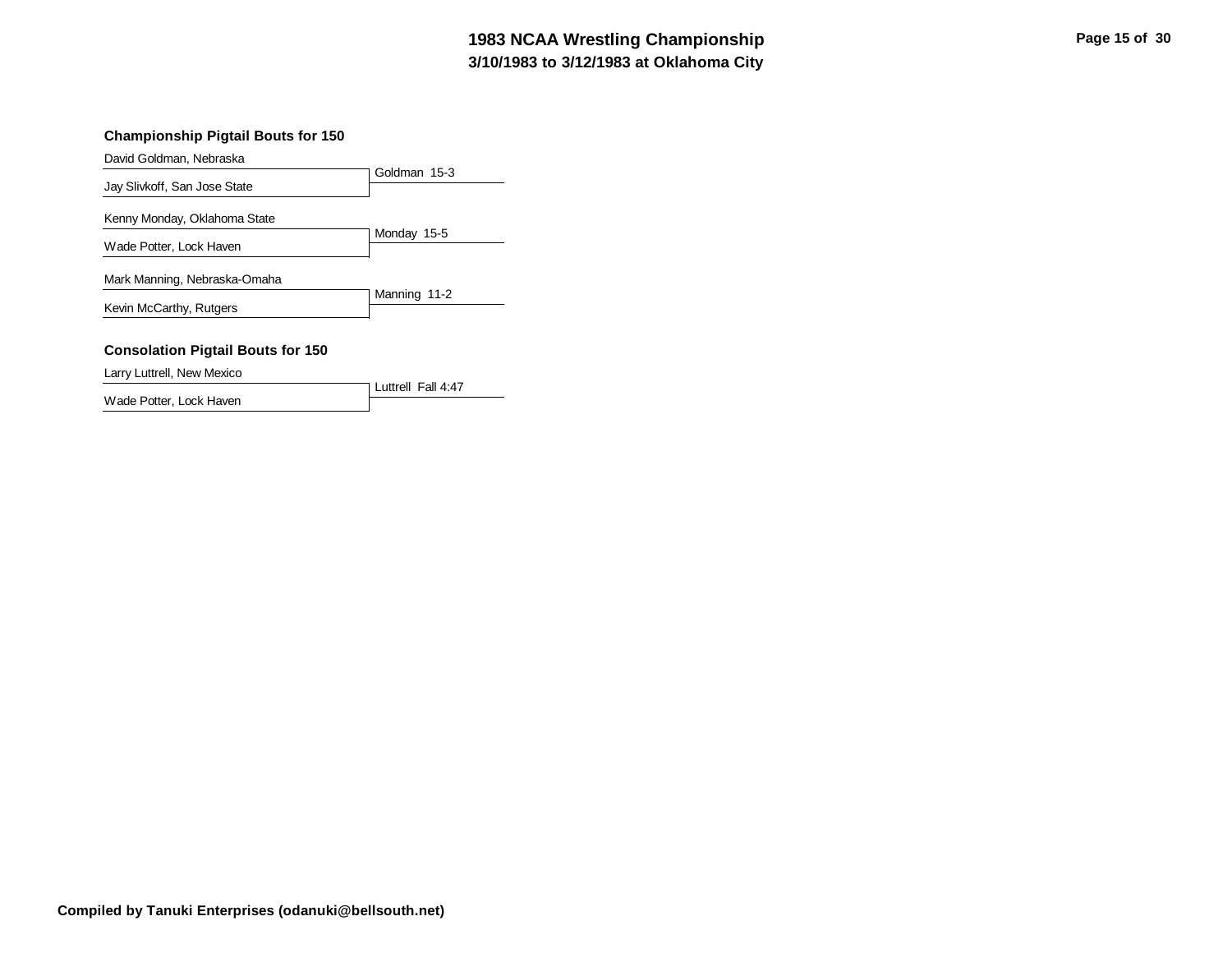### Championship Pigtail Bouts for 150

| Wrestlers | Result |
| --- | --- |
| David Goldman, Nebraska vs. Jay Slivkoff, San Jose State | Goldman 15-3 |
| Kenny Monday, Oklahoma State vs. Wade Potter, Lock Haven | Monday 15-5 |
| Mark Manning, Nebraska-Omaha vs. Kevin McCarthy, Rutgers | Manning 11-2 |

### Consolation Pigtail Bouts for 150

| Wrestlers | Result |
| --- | --- |
| Larry Luttrell, New Mexico vs. Wade Potter, Lock Haven | Luttrell Fall 4:47 |

**Compiled by Tanuki Enterprises (odanuki@bellsouth.net)**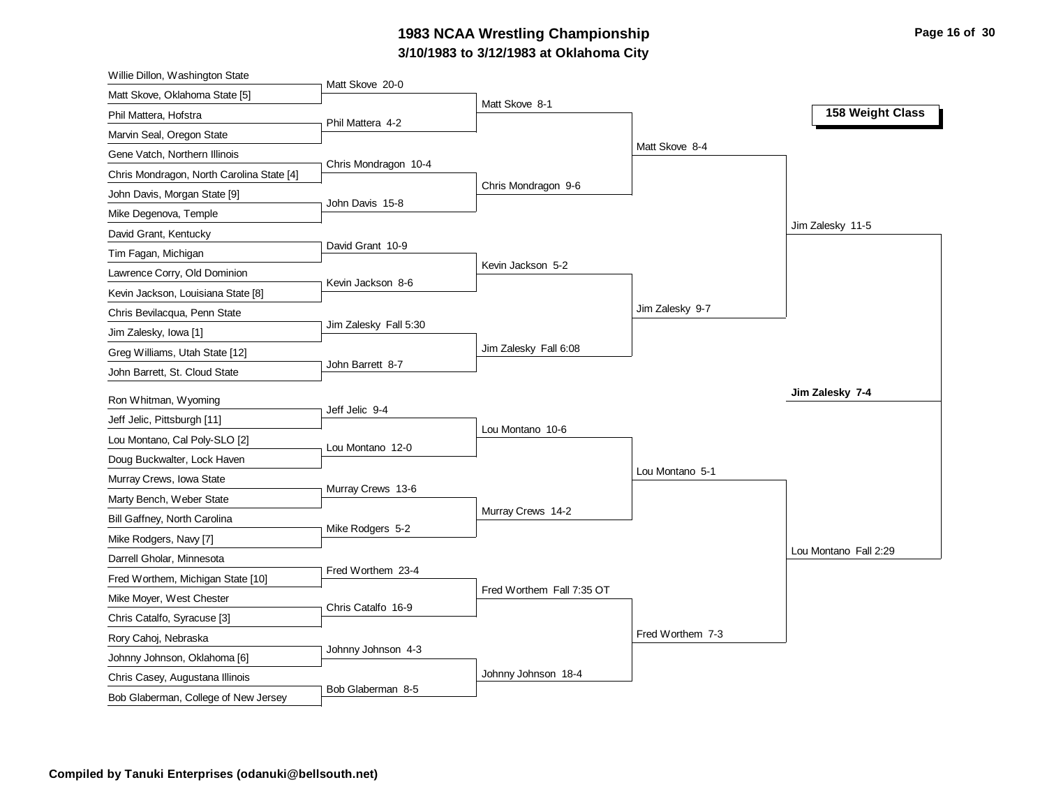# 1983 NCAA Wrestling Championship

## 3/10/1983 to 3/12/1983 at Oklahoma City

### 158 Weight Class

**First Round**

| Wrestler 1 | Wrestler 2 | Result |
|---|---|---|
| Willie Dillon, Washington State | Matt Skove, Oklahoma State [5] | Matt Skove 20-0 |
| Phil Mattera, Hofstra | Marvin Seal, Oregon State | Phil Mattera 4-2 |
| Gene Vatch, Northern Illinois | Chris Mondragon, North Carolina State [4] | Chris Mondragon 10-4 |
| John Davis, Morgan State [9] | Mike Degenova, Temple | John Davis 15-8 |
| David Grant, Kentucky | Tim Fagan, Michigan | David Grant 10-9 |
| Lawrence Corry, Old Dominion | Kevin Jackson, Louisiana State [8] | Kevin Jackson 8-6 |
| Chris Bevilacqua, Penn State | Jim Zalesky, Iowa [1] | Jim Zalesky Fall 5:30 |
| Greg Williams, Utah State [12] | John Barrett, St. Cloud State | John Barrett 8-7 |
| Ron Whitman, Wyoming | Jeff Jelic, Pittsburgh [11] | Jeff Jelic 9-4 |
| Lou Montano, Cal Poly-SLO [2] | Doug Buckwalter, Lock Haven | Lou Montano 12-0 |
| Murray Crews, Iowa State | Marty Bench, Weber State | Murray Crews 13-6 |
| Bill Gaffney, North Carolina | Mike Rodgers, Navy [7] | Mike Rodgers 5-2 |
| Darrell Gholar, Minnesota | Fred Worthem, Michigan State [10] | Fred Worthem 23-4 |
| Mike Moyer, West Chester | Chris Catalfo, Syracuse [3] | Chris Catalfo 16-9 |
| Rory Cahoj, Nebraska | Johnny Johnson, Oklahoma [6] | Johnny Johnson 4-3 |
| Chris Casey, Augustana Illinois | Bob Glaberman, College of New Jersey | Bob Glaberman 8-5 |

**Second Round**

- Matt Skove 8-1
- Chris Mondragon 9-6
- Kevin Jackson 5-2
- Jim Zalesky Fall 6:08
- Lou Montano 10-6
- Murray Crews 14-2
- Fred Worthem Fall 7:35 OT
- Johnny Johnson 18-4

**Quarterfinals**

- Matt Skove 8-4
- Jim Zalesky 9-7
- Lou Montano 5-1
- Fred Worthem 7-3

**Semifinals**

- Jim Zalesky 11-5
- Lou Montano Fall 2:29

**Final**

- **Jim Zalesky 7-4**

**Compiled by Tanuki Enterprises (odanuki@bellsouth.net)**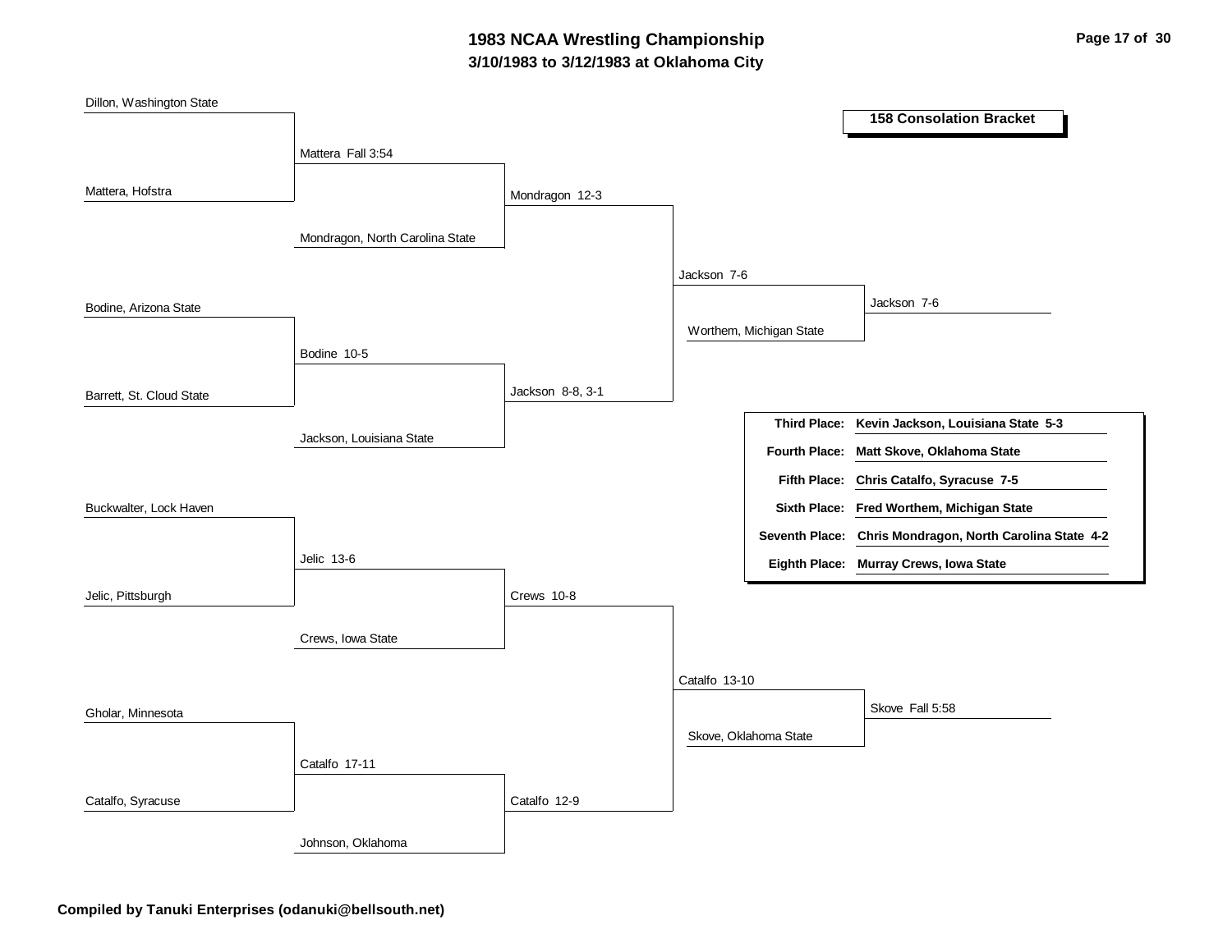# 1983 NCAA Wrestling Championship

## 3/10/1983 to 3/12/1983 at Oklahoma City

### 158 Consolation Bracket

**Round 1**

- Dillon, Washington State vs. Mattera, Hofstra — Mattera Fall 3:54
- Bodine, Arizona State vs. Barrett, St. Cloud State — Bodine 10-5
- Buckwalter, Lock Haven vs. Jelic, Pittsburgh — Jelic 13-6
- Gholar, Minnesota vs. Catalfo, Syracuse — Catalfo 17-11

**Round 2**

- Mattera vs. Mondragon, North Carolina State — Mondragon 12-3
- Bodine vs. Jackson, Louisiana State — Jackson 8-8, 3-1
- Jelic vs. Crews, Iowa State — Crews 10-8
- Catalfo vs. Johnson, Oklahoma — Catalfo 12-9

**Round 3**

- Mondragon vs. Jackson — Jackson 7-6
- Crews vs. Catalfo — Catalfo 13-10

**Round 4**

- Jackson vs. Worthem, Michigan State — Jackson 7-6
- Catalfo vs. Skove, Oklahoma State — Skove Fall 5:58

| Place | Result |
|---|---|
| **Third Place:** | **Kevin Jackson, Louisiana State 5-3** |
| **Fourth Place:** | **Matt Skove, Oklahoma State** |
| **Fifth Place:** | **Chris Catalfo, Syracuse 7-5** |
| **Sixth Place:** | **Fred Worthem, Michigan State** |
| **Seventh Place:** | **Chris Mondragon, North Carolina State 4-2** |
| **Eighth Place:** | **Murray Crews, Iowa State** |

**Compiled by Tanuki Enterprises (odanuki@bellsouth.net)**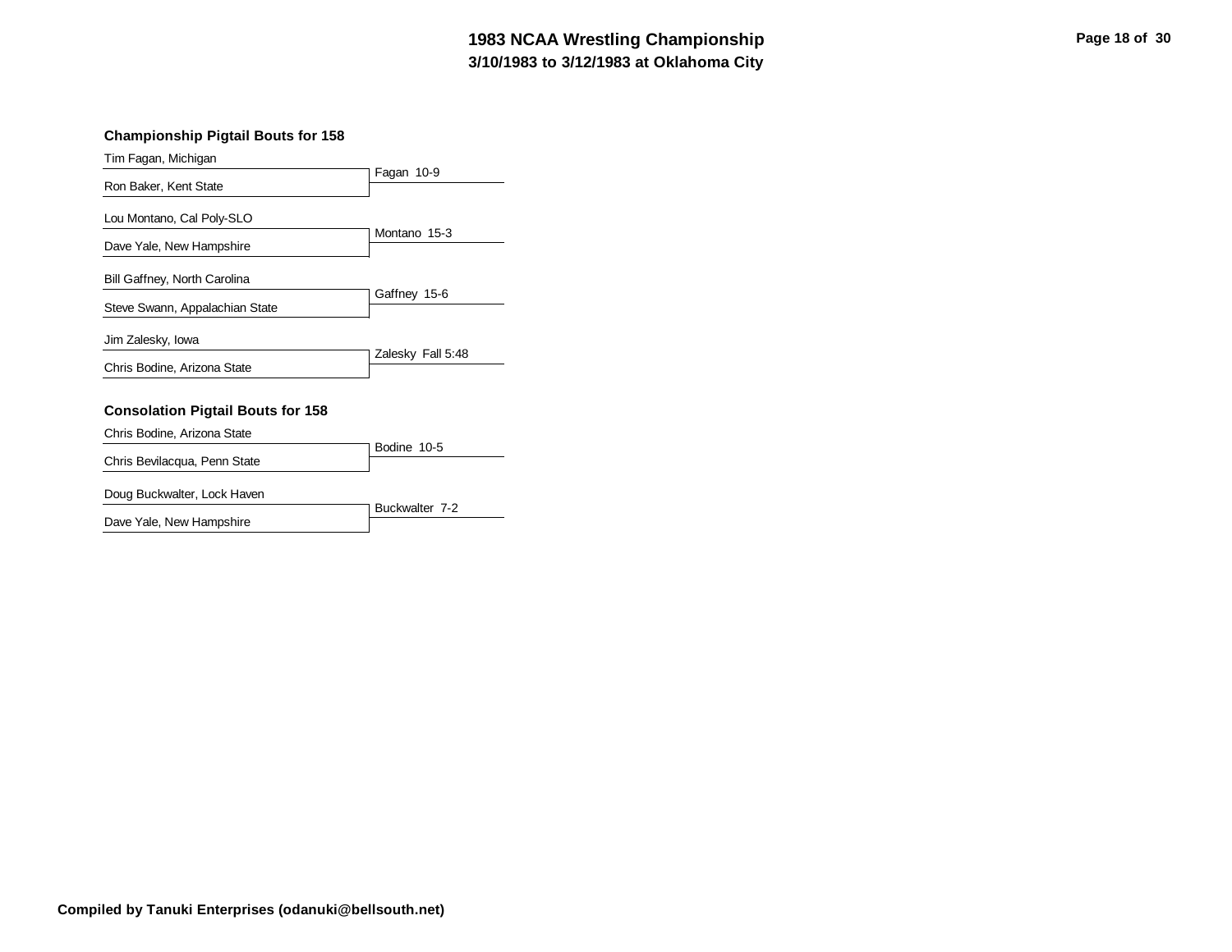### Championship Pigtail Bouts for 158

| Wrestlers | Result |
| --- | --- |
| Tim Fagan, Michigan<br>Ron Baker, Kent State | Fagan 10-9 |
| Lou Montano, Cal Poly-SLO<br>Dave Yale, New Hampshire | Montano 15-3 |
| Bill Gaffney, North Carolina<br>Steve Swann, Appalachian State | Gaffney 15-6 |
| Jim Zalesky, Iowa<br>Chris Bodine, Arizona State | Zalesky Fall 5:48 |

### Consolation Pigtail Bouts for 158

| Wrestlers | Result |
| --- | --- |
| Chris Bodine, Arizona State<br>Chris Bevilacqua, Penn State | Bodine 10-5 |
| Doug Buckwalter, Lock Haven<br>Dave Yale, New Hampshire | Buckwalter 7-2 |

**Compiled by Tanuki Enterprises (odanuki@bellsouth.net)**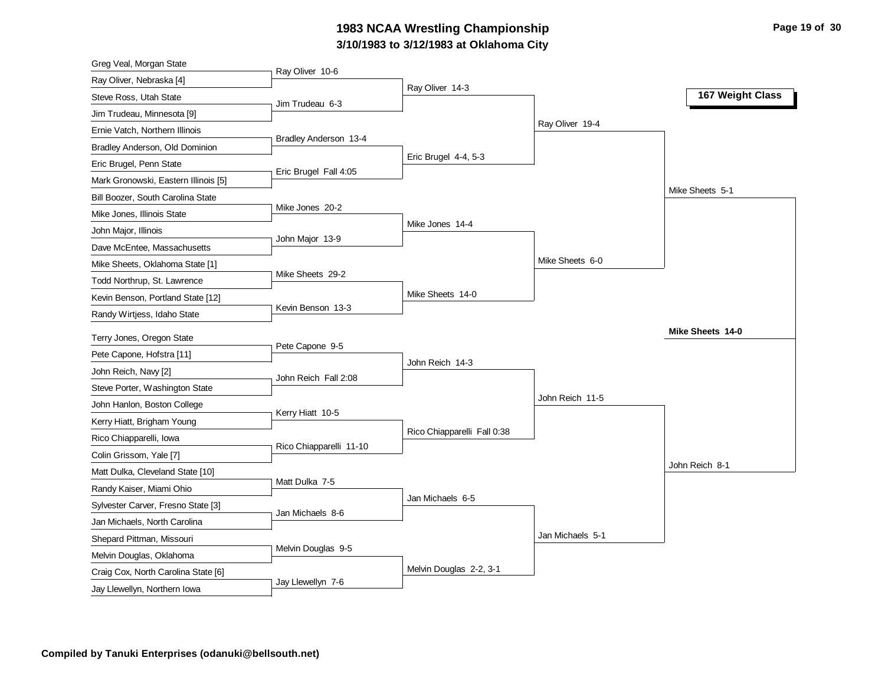# 1983 NCAA Wrestling Championship

**3/10/1983 to 3/12/1983 at Oklahoma City**

## 167 Weight Class

### First Round

| Wrestler | Wrestler | Winner |
|---|---|---|
| Greg Veal, Morgan State | Ray Oliver, Nebraska [4] | Ray Oliver 10-6 |
| Steve Ross, Utah State | Jim Trudeau, Minnesota [9] | Jim Trudeau 6-3 |
| Ernie Vatch, Northern Illinois | Bradley Anderson, Old Dominion | Bradley Anderson 13-4 |
| Eric Brugel, Penn State | Mark Gronowski, Eastern Illinois [5] | Eric Brugel Fall 4:05 |
| Bill Boozer, South Carolina State | Mike Jones, Illinois State | Mike Jones 20-2 |
| John Major, Illinois | Dave McEntee, Massachusetts | John Major 13-9 |
| Mike Sheets, Oklahoma State [1] | Todd Northrup, St. Lawrence | Mike Sheets 29-2 |
| Kevin Benson, Portland State [12] | Randy Wirtjess, Idaho State | Kevin Benson 13-3 |
| Terry Jones, Oregon State | Pete Capone, Hofstra [11] | Pete Capone 9-5 |
| John Reich, Navy [2] | Steve Porter, Washington State | John Reich Fall 2:08 |
| John Hanlon, Boston College | Kerry Hiatt, Brigham Young | Kerry Hiatt 10-5 |
| Rico Chiapparelli, Iowa | Colin Grissom, Yale [7] | Rico Chiapparelli 11-10 |
| Matt Dulka, Cleveland State [10] | Randy Kaiser, Miami Ohio | Matt Dulka 7-5 |
| Sylvester Carver, Fresno State [3] | Jan Michaels, North Carolina | Jan Michaels 8-6 |
| Shepard Pittman, Missouri | Melvin Douglas, Oklahoma | Melvin Douglas 9-5 |
| Craig Cox, North Carolina State [6] | Jay Llewellyn, Northern Iowa | Jay Llewellyn 7-6 |

### Second Round

- Ray Oliver 14-3
- Eric Brugel 4-4, 5-3
- Mike Jones 14-4
- Mike Sheets 14-0
- John Reich 14-3
- Rico Chiapparelli Fall 0:38
- Jan Michaels 6-5
- Melvin Douglas 2-2, 3-1

### Quarterfinals

- Ray Oliver 19-4
- Mike Sheets 6-0
- John Reich 11-5
- Jan Michaels 5-1

### Semifinals

- Mike Sheets 5-1
- John Reich 8-1

### Champion

**Mike Sheets 14-0**

**Compiled by Tanuki Enterprises (odanuki@bellsouth.net)**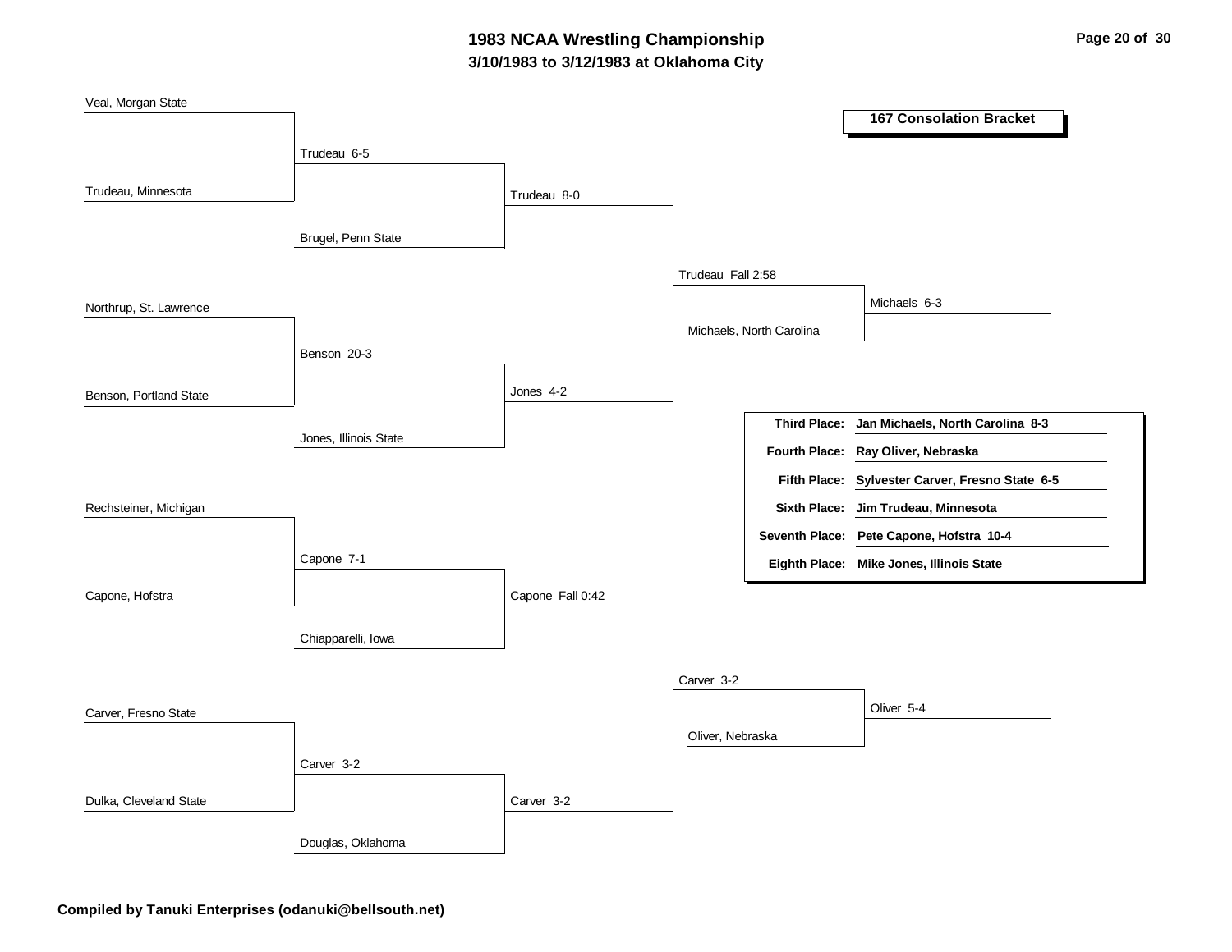# 1983 NCAA Wrestling Championship

## 3/10/1983 to 3/12/1983 at Oklahoma City

### 167 Consolation Bracket

**Round 1**

- Veal, Morgan State vs. Trudeau, Minnesota — Trudeau 6-5
- Northrup, St. Lawrence vs. Benson, Portland State — Benson 20-3
- Rechsteiner, Michigan vs. Capone, Hofstra — Capone 7-1
- Carver, Fresno State vs. Dulka, Cleveland State — Carver 3-2

**Round 2**

- Trudeau vs. Brugel, Penn State — Trudeau 8-0
- Benson vs. Jones, Illinois State — Jones 4-2
- Capone vs. Chiapparelli, Iowa — Capone Fall 0:42
- Carver vs. Douglas, Oklahoma — Carver 3-2

**Round 3**

- Trudeau vs. Jones — Trudeau Fall 2:58
- Capone vs. Carver — Carver 3-2

**Round 4**

- Trudeau vs. Michaels, North Carolina — Michaels 6-3
- Carver vs. Oliver, Nebraska — Oliver 5-4

| Place | Result |
|---|---|
| **Third Place:** | **Jan Michaels, North Carolina 8-3** |
| **Fourth Place:** | **Ray Oliver, Nebraska** |
| **Fifth Place:** | **Sylvester Carver, Fresno State 6-5** |
| **Sixth Place:** | **Jim Trudeau, Minnesota** |
| **Seventh Place:** | **Pete Capone, Hofstra 10-4** |
| **Eighth Place:** | **Mike Jones, Illinois State** |

**Compiled by Tanuki Enterprises (odanuki@bellsouth.net)**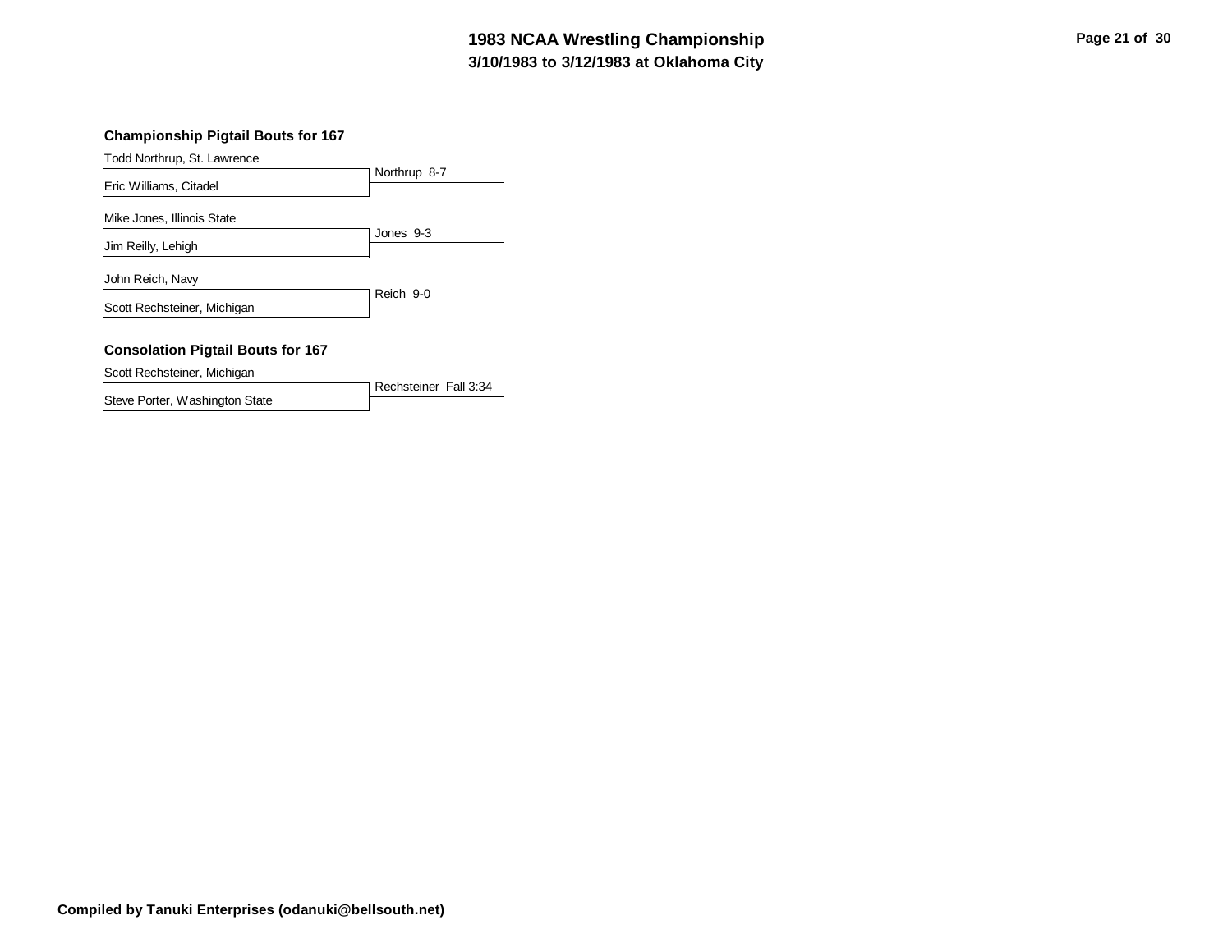## Championship Pigtail Bouts for 167

| Wrestlers | Result |
| --- | --- |
| Todd Northrup, St. Lawrence vs. Eric Williams, Citadel | Northrup 8-7 |
| Mike Jones, Illinois State vs. Jim Reilly, Lehigh | Jones 9-3 |
| John Reich, Navy vs. Scott Rechsteiner, Michigan | Reich 9-0 |

## Consolation Pigtail Bouts for 167

| Wrestlers | Result |
| --- | --- |
| Scott Rechsteiner, Michigan vs. Steve Porter, Washington State | Rechsteiner Fall 3:34 |

**Compiled by Tanuki Enterprises (odanuki@bellsouth.net)**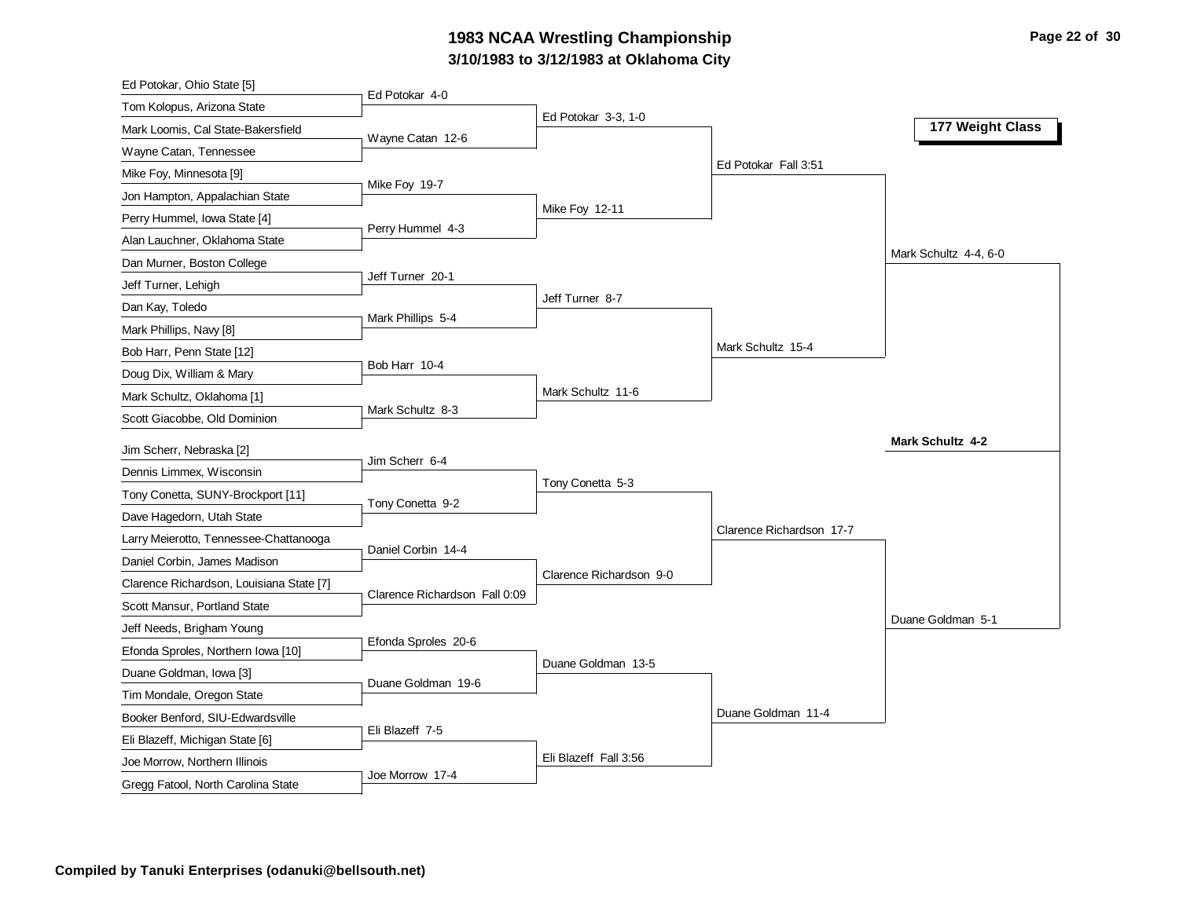# 1983 NCAA Wrestling Championship

## 3/10/1983 to 3/12/1983 at Oklahoma City

### 177 Weight Class

**First Round**

- Ed Potokar, Ohio State [5] vs Tom Kolopus, Arizona State — Ed Potokar 4-0
- Mark Loomis, Cal State-Bakersfield vs Wayne Catan, Tennessee — Wayne Catan 12-6
- Mike Foy, Minnesota [9] vs Jon Hampton, Appalachian State — Mike Foy 19-7
- Perry Hummel, Iowa State [4] vs Alan Lauchner, Oklahoma State — Perry Hummel 4-3
- Dan Murner, Boston College vs Jeff Turner, Lehigh — Jeff Turner 20-1
- Dan Kay, Toledo vs Mark Phillips, Navy [8] — Mark Phillips 5-4
- Bob Harr, Penn State [12] vs Doug Dix, William & Mary — Bob Harr 10-4
- Mark Schultz, Oklahoma [1] vs Scott Giacobbe, Old Dominion — Mark Schultz 8-3
- Jim Scherr, Nebraska [2] vs Dennis Limmex, Wisconsin — Jim Scherr 6-4
- Tony Conetta, SUNY-Brockport [11] vs Dave Hagedorn, Utah State — Tony Conetta 9-2
- Larry Meierotto, Tennessee-Chattanooga vs Daniel Corbin, James Madison — Daniel Corbin 14-4
- Clarence Richardson, Louisiana State [7] vs Scott Mansur, Portland State — Clarence Richardson Fall 0:09
- Jeff Needs, Brigham Young vs Efonda Sproles, Northern Iowa [10] — Efonda Sproles 20-6
- Duane Goldman, Iowa [3] vs Tim Mondale, Oregon State — Duane Goldman 19-6
- Booker Benford, SIU-Edwardsville vs Eli Blazeff, Michigan State [6] — Eli Blazeff 7-5
- Joe Morrow, Northern Illinois vs Gregg Fatool, North Carolina State — Joe Morrow 17-4

**Second Round**

- Ed Potokar 3-3, 1-0
- Mike Foy 12-11
- Jeff Turner 8-7
- Mark Schultz 11-6
- Tony Conetta 5-3
- Clarence Richardson 9-0
- Duane Goldman 13-5
- Eli Blazeff Fall 3:56

**Quarterfinals**

- Ed Potokar Fall 3:51
- Mark Schultz 15-4
- Clarence Richardson 17-7
- Duane Goldman 11-4

**Semifinals**

- Mark Schultz 4-4, 6-0
- Duane Goldman 5-1

**Final**

- **Mark Schultz 4-2**

**Compiled by Tanuki Enterprises (odanuki@bellsouth.net)**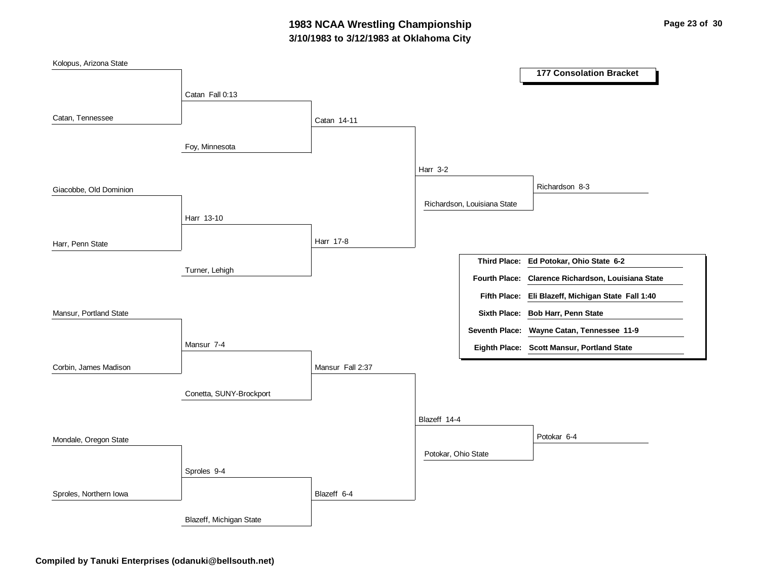# 1983 NCAA Wrestling Championship

## 3/10/1983 to 3/12/1983 at Oklahoma City

### 177 Consolation Bracket

**First round:**
- Kolopus, Arizona State vs. Catan, Tennessee — Catan Fall 0:13
- Giacobbe, Old Dominion vs. Harr, Penn State — Harr 13-10
- Mansur, Portland State vs. Corbin, James Madison — Mansur 7-4
- Mondale, Oregon State vs. Sproles, Northern Iowa — Sproles 9-4

**Second round:**
- Catan vs. Foy, Minnesota — Catan 14-11
- Harr vs. Turner, Lehigh — Harr 17-8
- Mansur vs. Conetta, SUNY-Brockport — Mansur Fall 2:37
- Sproles vs. Blazeff, Michigan State — Blazeff 6-4

**Third round:**
- Catan vs. Harr — Harr 3-2
- Mansur vs. Blazeff — Blazeff 14-4

**Fourth round:**
- Harr vs. Richardson, Louisiana State — Richardson 8-3
- Blazeff vs. Potokar, Ohio State — Potokar 6-4

| Place | Result |
|---|---|
| **Third Place:** | **Ed Potokar, Ohio State 6-2** |
| **Fourth Place:** | **Clarence Richardson, Louisiana State** |
| **Fifth Place:** | **Eli Blazeff, Michigan State Fall 1:40** |
| **Sixth Place:** | **Bob Harr, Penn State** |
| **Seventh Place:** | **Wayne Catan, Tennessee 11-9** |
| **Eighth Place:** | **Scott Mansur, Portland State** |

**Compiled by Tanuki Enterprises (odanuki@bellsouth.net)**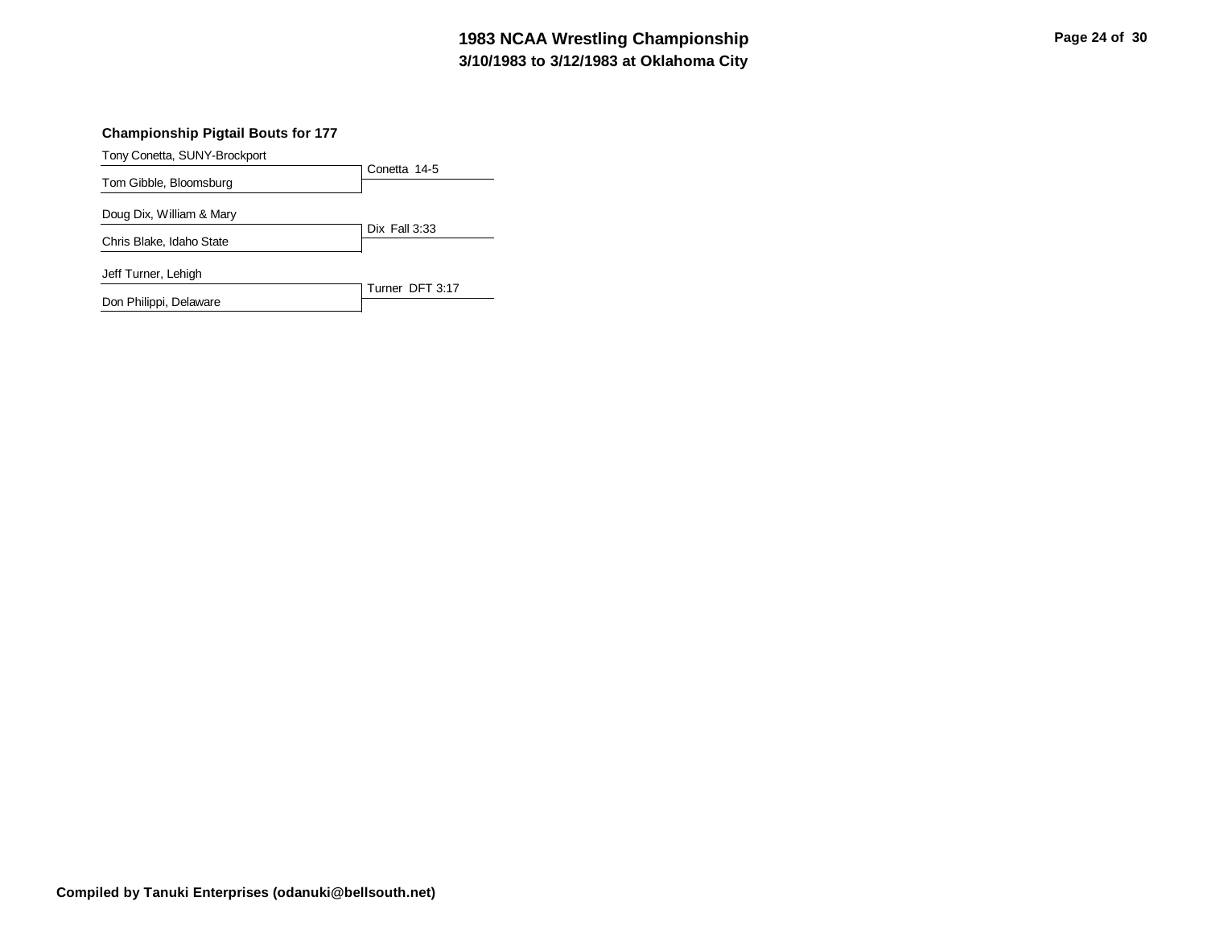### Championship Pigtail Bouts for 177

| Wrestlers | Result |
| --- | --- |
| Tony Conetta, SUNY-Brockport<br>Tom Gibble, Bloomsburg | Conetta 14-5 |
| Doug Dix, William & Mary<br>Chris Blake, Idaho State | Dix Fall 3:33 |
| Jeff Turner, Lehigh<br>Don Philippi, Delaware | Turner DFT 3:17 |

**Compiled by Tanuki Enterprises (odanuki@bellsouth.net)**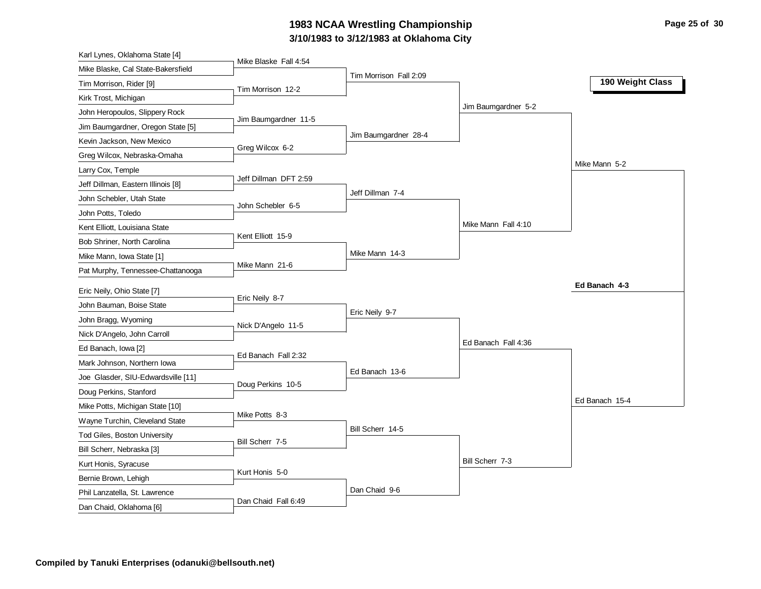# 1983 NCAA Wrestling Championship

## 3/10/1983 to 3/12/1983 at Oklahoma City

### 190 Weight Class

**First Round**

- Karl Lynes, Oklahoma State [4] vs. Mike Blaske, Cal State-Bakersfield — Mike Blaske Fall 4:54
- Tim Morrison, Rider [9] vs. Kirk Trost, Michigan — Tim Morrison 12-2
- John Heropoulos, Slippery Rock vs. Jim Baumgardner, Oregon State [5] — Jim Baumgardner 11-5
- Kevin Jackson, New Mexico vs. Greg Wilcox, Nebraska-Omaha — Greg Wilcox 6-2
- Larry Cox, Temple vs. Jeff Dillman, Eastern Illinois [8] — Jeff Dillman DFT 2:59
- John Schebler, Utah State vs. John Potts, Toledo — John Schebler 6-5
- Kent Elliott, Louisiana State vs. Bob Shriner, North Carolina — Kent Elliott 15-9
- Mike Mann, Iowa State [1] vs. Pat Murphy, Tennessee-Chattanooga — Mike Mann 21-6
- Eric Neily, Ohio State [7] vs. John Bauman, Boise State — Eric Neily 8-7
- John Bragg, Wyoming vs. Nick D'Angelo, John Carroll — Nick D'Angelo 11-5
- Ed Banach, Iowa [2] vs. Mark Johnson, Northern Iowa — Ed Banach Fall 2:32
- Joe Glasder, SIU-Edwardsville [11] vs. Doug Perkins, Stanford — Doug Perkins 10-5
- Mike Potts, Michigan State [10] vs. Wayne Turchin, Cleveland State — Mike Potts 8-3
- Tod Giles, Boston University vs. Bill Scherr, Nebraska [3] — Bill Scherr 7-5
- Kurt Honis, Syracuse vs. Bernie Brown, Lehigh — Kurt Honis 5-0
- Phil Lanzatella, St. Lawrence vs. Dan Chaid, Oklahoma [6] — Dan Chaid Fall 6:49

**Second Round**

- Tim Morrison Fall 2:09
- Jim Baumgardner 28-4
- Jeff Dillman 7-4
- Mike Mann 14-3
- Eric Neily 9-7
- Ed Banach 13-6
- Bill Scherr 14-5
- Dan Chaid 9-6

**Quarterfinals**

- Jim Baumgardner 5-2
- Mike Mann Fall 4:10
- Ed Banach Fall 4:36
- Bill Scherr 7-3

**Semifinals**

- Mike Mann 5-2
- Ed Banach 15-4

**Final**

- **Ed Banach 4-3**

**Compiled by Tanuki Enterprises (odanuki@bellsouth.net)**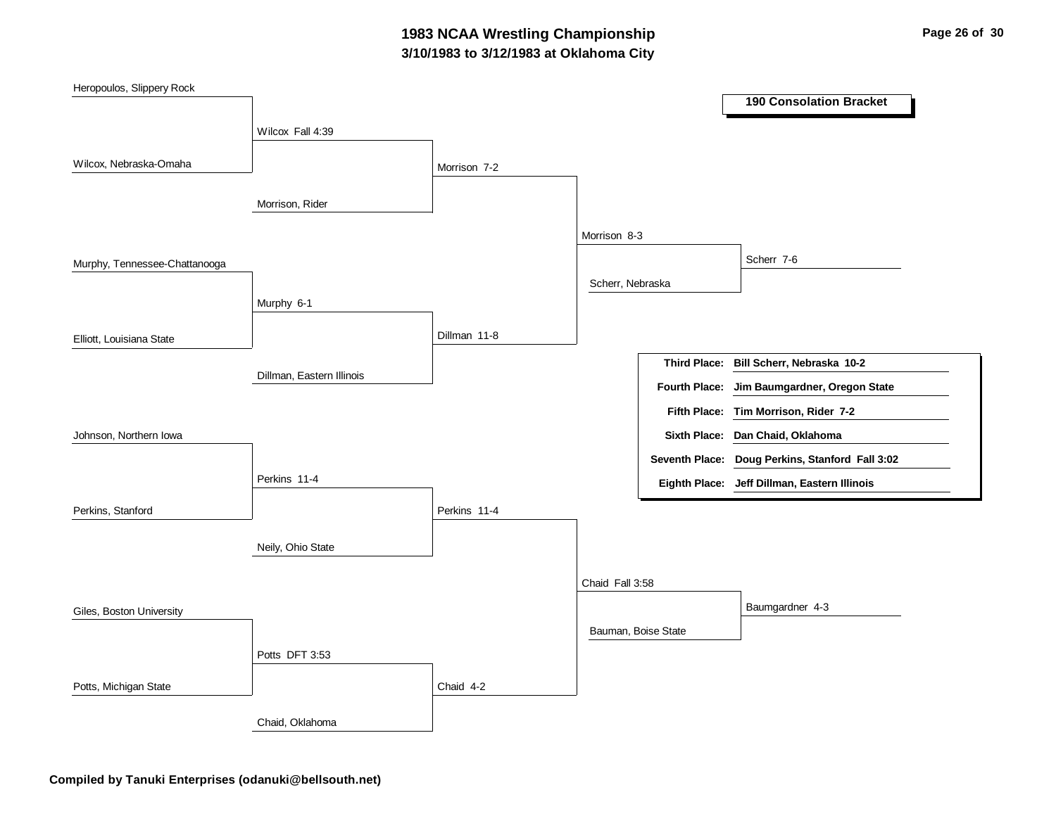# 1983 NCAA Wrestling Championship
## 3/10/1983 to 3/12/1983 at Oklahoma City

### 190 Consolation Bracket

**First Round**

- Heropoulos, Slippery Rock vs. Wilcox, Nebraska-Omaha — Wilcox Fall 4:39
- Murphy, Tennessee-Chattanooga vs. Elliott, Louisiana State — Murphy 6-1
- Johnson, Northern Iowa vs. Perkins, Stanford — Perkins 11-4
- Giles, Boston University vs. Potts, Michigan State — Potts DFT 3:53

**Second Round**

- Wilcox vs. Morrison, Rider — Morrison 7-2
- Murphy vs. Dillman, Eastern Illinois — Dillman 11-8
- Perkins vs. Neily, Ohio State — Perkins 11-4
- Potts vs. Chaid, Oklahoma — Chaid 4-2

**Third Round**

- Morrison vs. Dillman — Morrison 8-3
- Perkins vs. Chaid — Chaid Fall 3:58

**Fourth Round**

- Morrison vs. Scherr, Nebraska — Scherr 7-6
- Chaid vs. Bauman, Boise State — Baumgardner 4-3

**Final Placings**

- **Third Place:** Bill Scherr, Nebraska 10-2
- **Fourth Place:** Jim Baumgardner, Oregon State
- **Fifth Place:** Tim Morrison, Rider 7-2
- **Sixth Place:** Dan Chaid, Oklahoma
- **Seventh Place:** Doug Perkins, Stanford Fall 3:02
- **Eighth Place:** Jeff Dillman, Eastern Illinois

**Compiled by Tanuki Enterprises (odanuki@bellsouth.net)**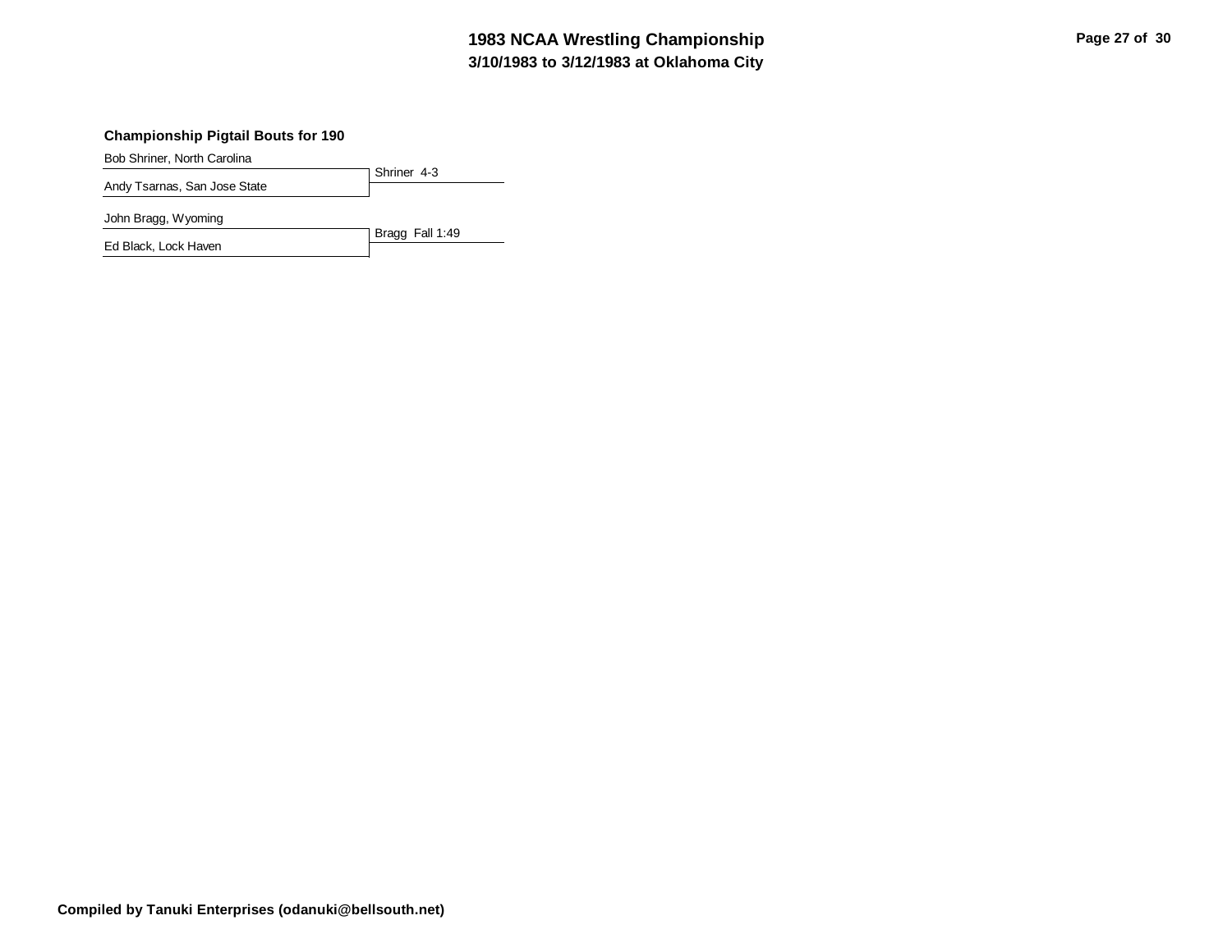### Championship Pigtail Bouts for 190

| Wrestlers | Result |
| --- | --- |
| Bob Shriner, North Carolina | |
| Andy Tsarnas, San Jose State | Shriner 4-3 |
| John Bragg, Wyoming | |
| Ed Black, Lock Haven | Bragg Fall 1:49 |

**Compiled by Tanuki Enterprises (odanuki@bellsouth.net)**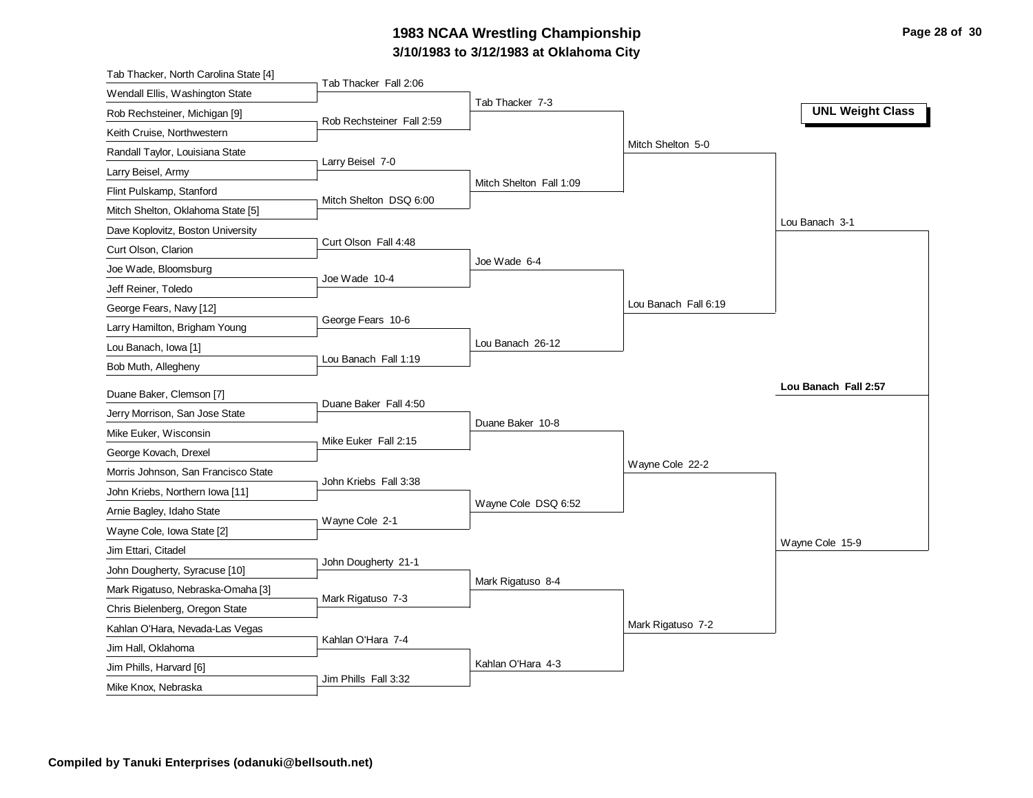# 1983 NCAA Wrestling Championship

## 3/10/1983 to 3/12/1983 at Oklahoma City

**UNL Weight Class**

### First Round

- Tab Thacker, North Carolina State [4] vs. Wendall Ellis, Washington State — Tab Thacker Fall 2:06
- Rob Rechsteiner, Michigan [9] vs. Keith Cruise, Northwestern — Rob Rechsteiner Fall 2:59
- Randall Taylor, Louisiana State vs. Larry Beisel, Army — Larry Beisel 7-0
- Flint Pulskamp, Stanford vs. Mitch Shelton, Oklahoma State [5] — Mitch Shelton DSQ 6:00
- Dave Koplovitz, Boston University vs. Curt Olson, Clarion — Curt Olson Fall 4:48
- Joe Wade, Bloomsburg vs. Jeff Reiner, Toledo — Joe Wade 10-4
- George Fears, Navy [12] vs. Larry Hamilton, Brigham Young — George Fears 10-6
- Lou Banach, Iowa [1] vs. Bob Muth, Allegheny — Lou Banach Fall 1:19
- Duane Baker, Clemson [7] vs. Jerry Morrison, San Jose State — Duane Baker Fall 4:50
- Mike Euker, Wisconsin vs. George Kovach, Drexel — Mike Euker Fall 2:15
- Morris Johnson, San Francisco State vs. John Kriebs, Northern Iowa [11] — John Kriebs Fall 3:38
- Arnie Bagley, Idaho State vs. Wayne Cole, Iowa State [2] — Wayne Cole 2-1
- Jim Ettari, Citadel vs. John Dougherty, Syracuse [10] — John Dougherty 21-1
- Mark Rigatuso, Nebraska-Omaha [3] vs. Chris Bielenberg, Oregon State — Mark Rigatuso 7-3
- Kahlan O'Hara, Nevada-Las Vegas vs. Jim Hall, Oklahoma — Kahlan O'Hara 7-4
- Jim Phills, Harvard [6] vs. Mike Knox, Nebraska — Jim Phills Fall 3:32

### Second Round

- Tab Thacker 7-3
- Mitch Shelton Fall 1:09
- Joe Wade 6-4
- Lou Banach 26-12
- Duane Baker 10-8
- Wayne Cole DSQ 6:52
- Mark Rigatuso 8-4
- Kahlan O'Hara 4-3

### Quarterfinals

- Mitch Shelton 5-0
- Lou Banach Fall 6:19
- Wayne Cole 22-2
- Mark Rigatuso 7-2

### Semifinals

- Lou Banach 3-1
- Wayne Cole 15-9

### Final

**Lou Banach Fall 2:57**

**Compiled by Tanuki Enterprises (odanuki@bellsouth.net)**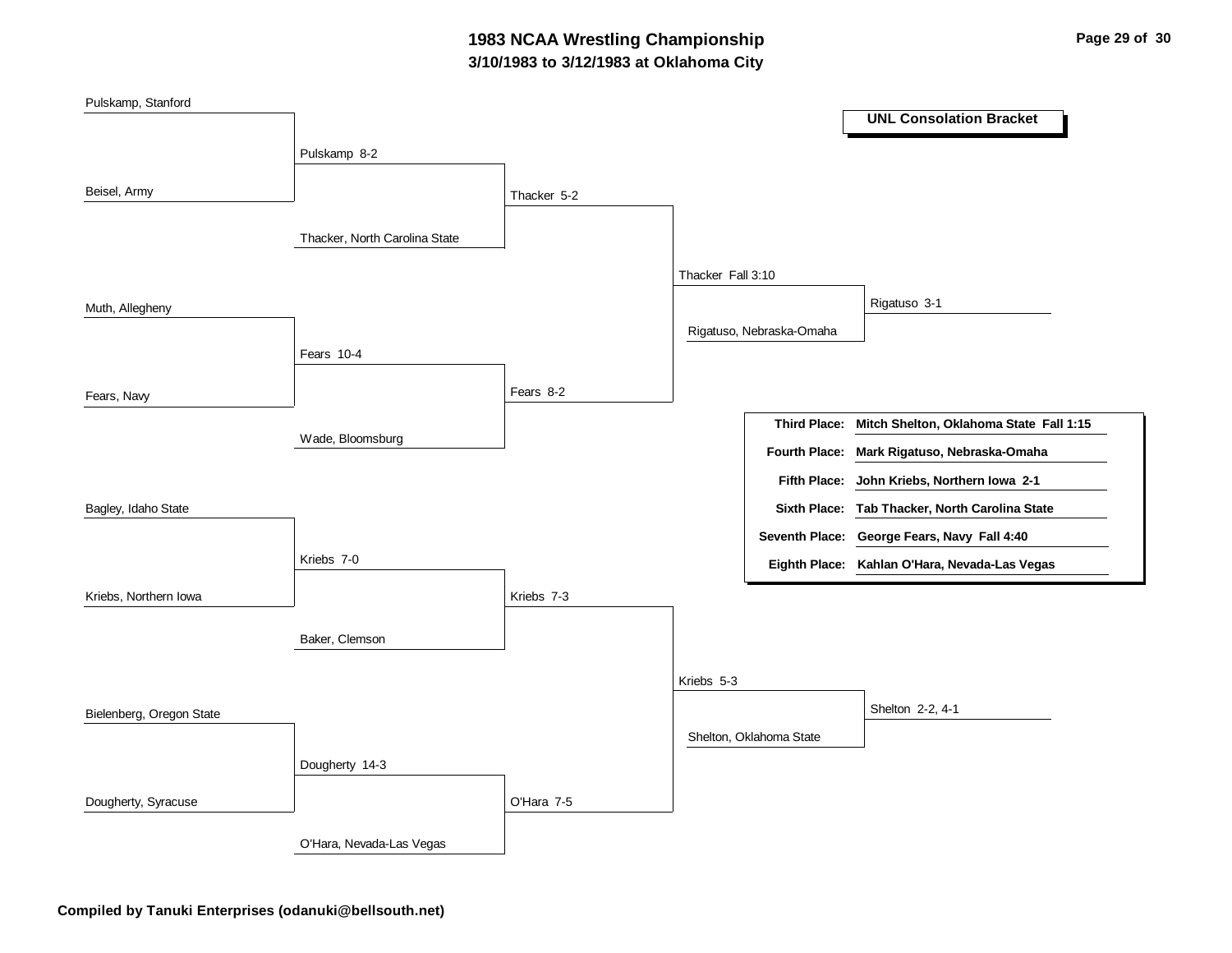# 1983 NCAA Wrestling Championship

## 3/10/1983 to 3/12/1983 at Oklahoma City

### UNL Consolation Bracket

**First round:**
- Pulskamp, Stanford vs. Beisel, Army — Pulskamp 8-2
- Muth, Allegheny vs. Fears, Navy — Fears 10-4
- Bagley, Idaho State vs. Kriebs, Northern Iowa — Kriebs 7-0
- Bielenberg, Oregon State vs. Dougherty, Syracuse — Dougherty 14-3

**Second round:**
- Pulskamp vs. Thacker, North Carolina State — Thacker 5-2
- Fears vs. Wade, Bloomsburg — Fears 8-2
- Kriebs vs. Baker, Clemson — Kriebs 7-3
- Dougherty vs. O'Hara, Nevada-Las Vegas — O'Hara 7-5

**Third round:**
- Thacker vs. Fears — Thacker Fall 3:10
- Kriebs vs. O'Hara — Kriebs 5-3

**Consolation semifinals:**
- Thacker vs. Rigatuso, Nebraska-Omaha — Rigatuso 3-1
- Kriebs vs. Shelton, Oklahoma State — Shelton 2-2, 4-1

| Place | Result |
|---|---|
| **Third Place:** | **Mitch Shelton, Oklahoma State Fall 1:15** |
| **Fourth Place:** | **Mark Rigatuso, Nebraska-Omaha** |
| **Fifth Place:** | **John Kriebs, Northern Iowa 2-1** |
| **Sixth Place:** | **Tab Thacker, North Carolina State** |
| **Seventh Place:** | **George Fears, Navy Fall 4:40** |
| **Eighth Place:** | **Kahlan O'Hara, Nevada-Las Vegas** |

**Compiled by Tanuki Enterprises (odanuki@bellsouth.net)**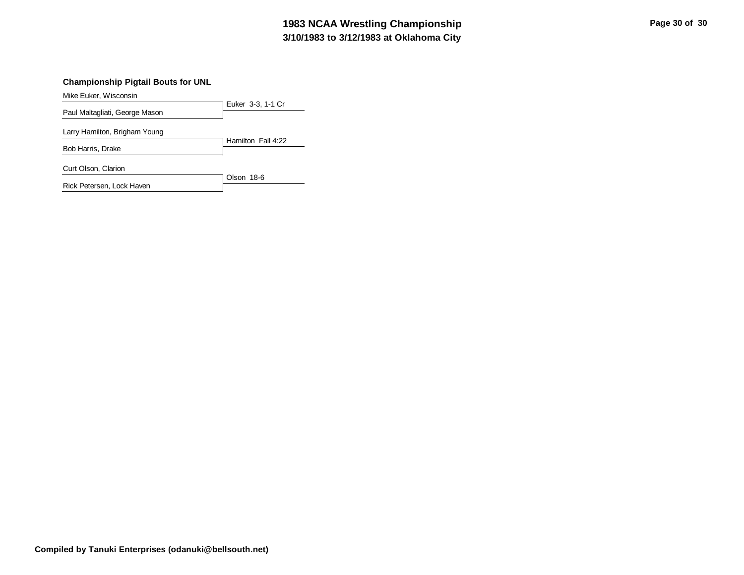### Championship Pigtail Bouts for UNL

Mike Euker, Wisconsin
Paul Maltagliati, George Mason
Euker 3-3, 1-1 Cr

Larry Hamilton, Brigham Young
Bob Harris, Drake
Hamilton Fall 4:22

Curt Olson, Clarion
Rick Petersen, Lock Haven
Olson 18-6